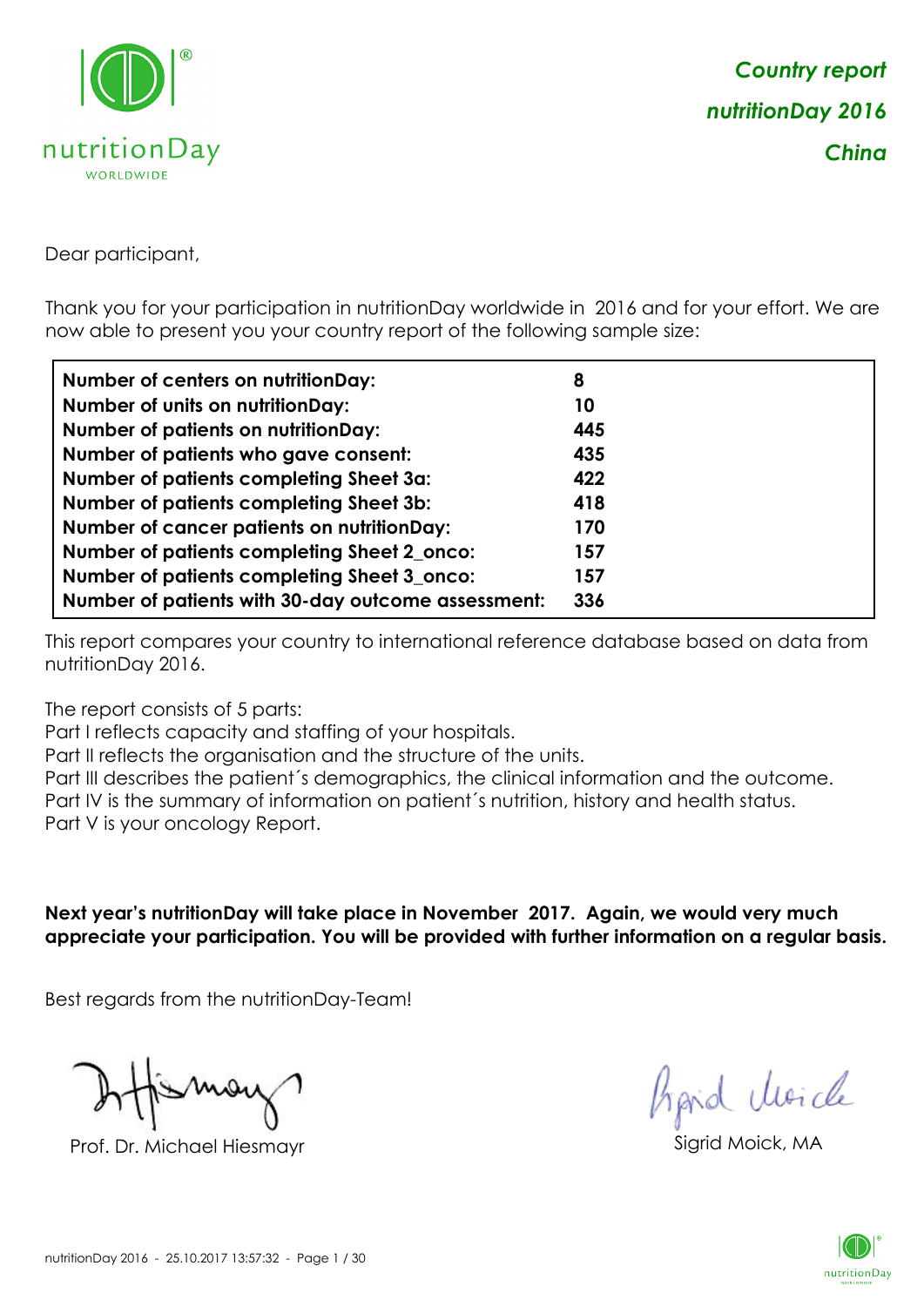***Country report***

***nutritionDay 2016***

***China***

Dear participant,

Thank you for your participation in nutritionDay worldwide in 2016 and for your effort. We are now able to present you your country report of the following sample size:

| | |
|---|---|
| **Number of centers on nutritionDay:** | **8** |
| **Number of units on nutritionDay:** | **10** |
| **Number of patients on nutritionDay:** | **445** |
| **Number of patients who gave consent:** | **435** |
| **Number of patients completing Sheet 3a:** | **422** |
| **Number of patients completing Sheet 3b:** | **418** |
| **Number of cancer patients on nutritionDay:** | **170** |
| **Number of patients completing Sheet 2_onco:** | **157** |
| **Number of patients completing Sheet 3_onco:** | **157** |
| **Number of patients with 30-day outcome assessment:** | **336** |

This report compares your country to international reference database based on data from nutritionDay 2016.

The report consists of 5 parts:
Part I reflects capacity and staffing of your hospitals.
Part II reflects the organisation and the structure of the units.
Part III describes the patient´s demographics, the clinical information and the outcome.
Part IV is the summary of information on patient´s nutrition, history and health status.
Part V is your oncology Report.

**Next year's nutritionDay will take place in November 2017. Again, we would very much appreciate your participation. You will be provided with further information on a regular basis.**

Best regards from the nutritionDay-Team!

Prof. Dr. Michael Hiesmayr

Sigrid Moick, MA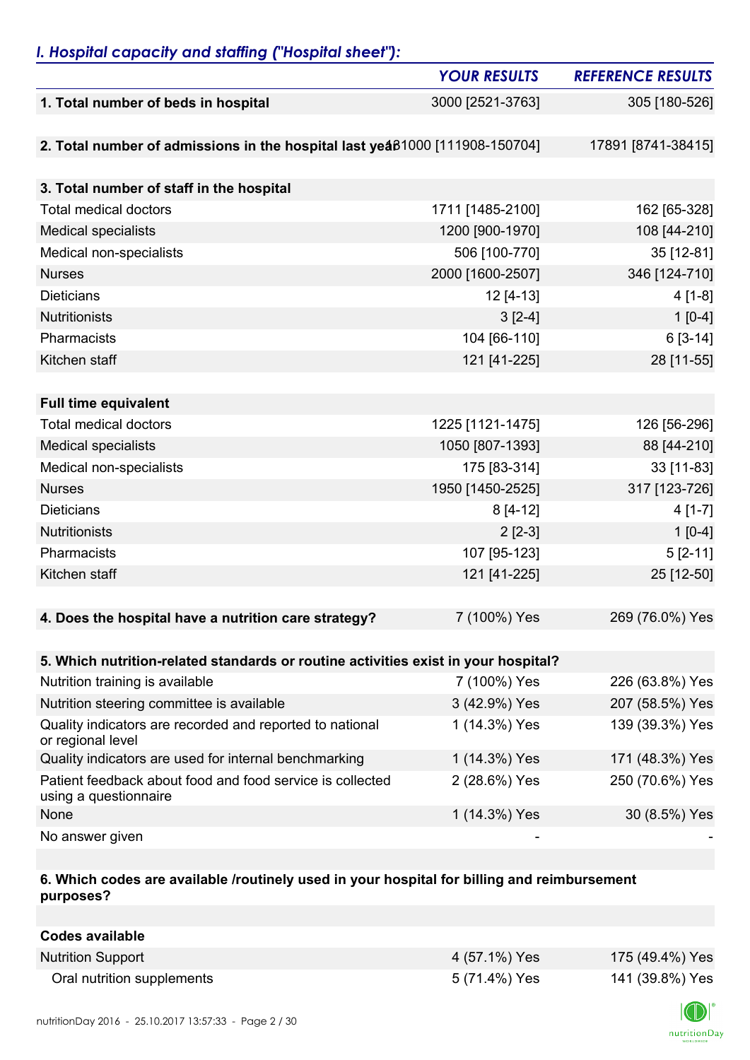## *I. Hospital capacity and staffing ("Hospital sheet"):*

| | YOUR RESULTS | REFERENCE RESULTS |
|---|---|---|
| **1. Total number of beds in hospital** | 3000 [2521-3763] | 305 [180-526] |
| **2. Total number of admissions in the hospital last year** | 131000 [111908-150704] | 17891 [8741-38415] |
| **3. Total number of staff in the hospital** | | |
| Total medical doctors | 1711 [1485-2100] | 162 [65-328] |
| Medical specialists | 1200 [900-1970] | 108 [44-210] |
| Medical non-specialists | 506 [100-770] | 35 [12-81] |
| Nurses | 2000 [1600-2507] | 346 [124-710] |
| Dieticians | 12 [4-13] | 4 [1-8] |
| Nutritionists | 3 [2-4] | 1 [0-4] |
| Pharmacists | 104 [66-110] | 6 [3-14] |
| Kitchen staff | 121 [41-225] | 28 [11-55] |
| **Full time equivalent** | | |
| Total medical doctors | 1225 [1121-1475] | 126 [56-296] |
| Medical specialists | 1050 [807-1393] | 88 [44-210] |
| Medical non-specialists | 175 [83-314] | 33 [11-83] |
| Nurses | 1950 [1450-2525] | 317 [123-726] |
| Dieticians | 8 [4-12] | 4 [1-7] |
| Nutritionists | 2 [2-3] | 1 [0-4] |
| Pharmacists | 107 [95-123] | 5 [2-11] |
| Kitchen staff | 121 [41-225] | 25 [12-50] |
| **4. Does the hospital have a nutrition care strategy?** | 7 (100%) Yes | 269 (76.0%) Yes |
| **5. Which nutrition-related standards or routine activities exist in your hospital?** | | |
| Nutrition training is available | 7 (100%) Yes | 226 (63.8%) Yes |
| Nutrition steering committee is available | 3 (42.9%) Yes | 207 (58.5%) Yes |
| Quality indicators are recorded and reported to national or regional level | 1 (14.3%) Yes | 139 (39.3%) Yes |
| Quality indicators are used for internal benchmarking | 1 (14.3%) Yes | 171 (48.3%) Yes |
| Patient feedback about food and food service is collected using a questionnaire | 2 (28.6%) Yes | 250 (70.6%) Yes |
| None | 1 (14.3%) Yes | 30 (8.5%) Yes |
| No answer given | - | - |
| **6. Which codes are available /routinely used in your hospital for billing and reimbursement purposes?** | | |
| **Codes available** | | |
| Nutrition Support | 4 (57.1%) Yes | 175 (49.4%) Yes |
| Oral nutrition supplements | 5 (71.4%) Yes | 141 (39.8%) Yes |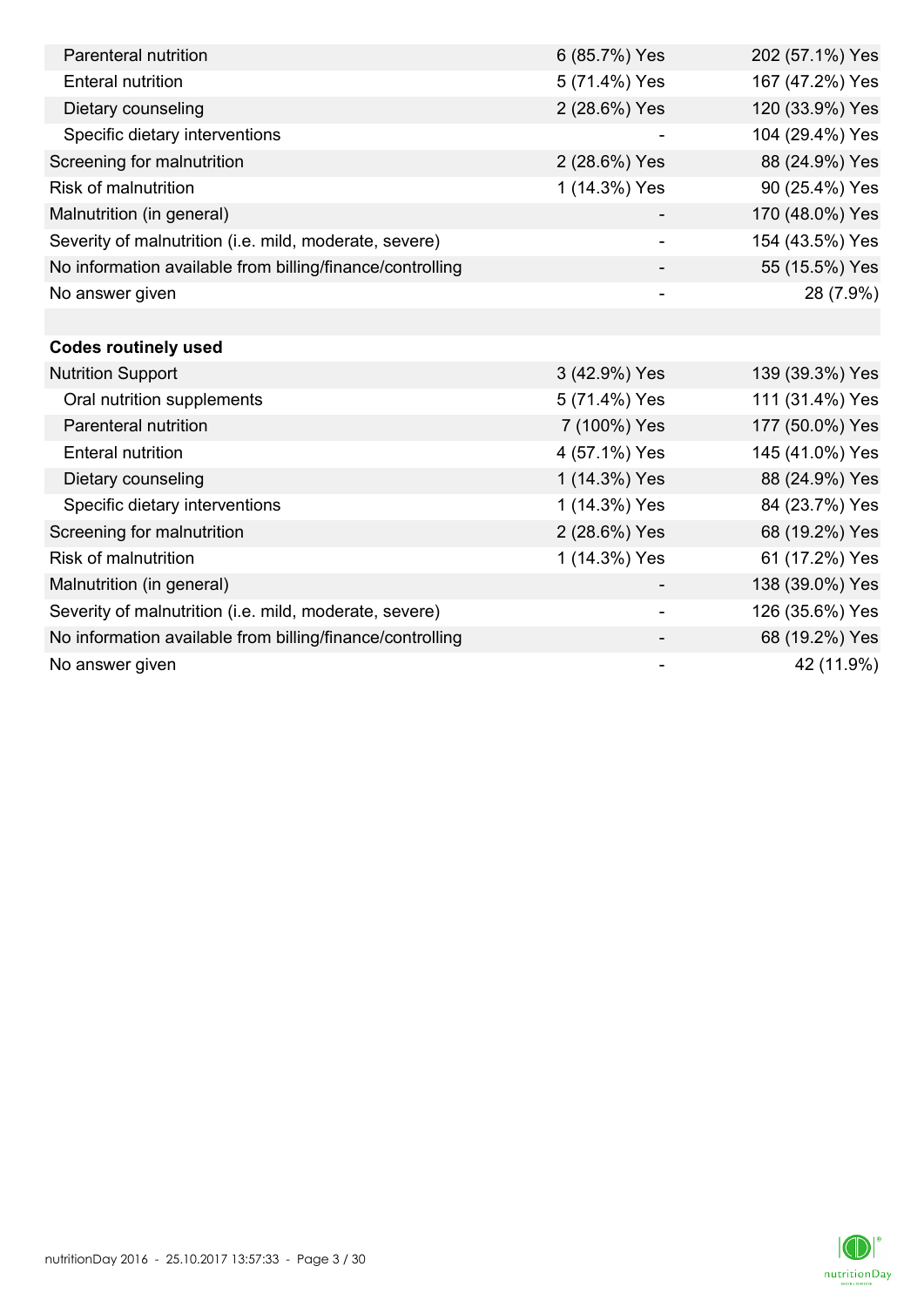| | | |
|---|---|---|
| Parenteral nutrition | 6 (85.7%) Yes | 202 (57.1%) Yes |
| Enteral nutrition | 5 (71.4%) Yes | 167 (47.2%) Yes |
| Dietary counseling | 2 (28.6%) Yes | 120 (33.9%) Yes |
| Specific dietary interventions | - | 104 (29.4%) Yes |
| Screening for malnutrition | 2 (28.6%) Yes | 88 (24.9%) Yes |
| Risk of malnutrition | 1 (14.3%) Yes | 90 (25.4%) Yes |
| Malnutrition (in general) | - | 170 (48.0%) Yes |
| Severity of malnutrition (i.e. mild, moderate, severe) | - | 154 (43.5%) Yes |
| No information available from billing/finance/controlling | - | 55 (15.5%) Yes |
| No answer given | - | 28 (7.9%) |
| | | |
| **Codes routinely used** | | |
| Nutrition Support | 3 (42.9%) Yes | 139 (39.3%) Yes |
| Oral nutrition supplements | 5 (71.4%) Yes | 111 (31.4%) Yes |
| Parenteral nutrition | 7 (100%) Yes | 177 (50.0%) Yes |
| Enteral nutrition | 4 (57.1%) Yes | 145 (41.0%) Yes |
| Dietary counseling | 1 (14.3%) Yes | 88 (24.9%) Yes |
| Specific dietary interventions | 1 (14.3%) Yes | 84 (23.7%) Yes |
| Screening for malnutrition | 2 (28.6%) Yes | 68 (19.2%) Yes |
| Risk of malnutrition | 1 (14.3%) Yes | 61 (17.2%) Yes |
| Malnutrition (in general) | - | 138 (39.0%) Yes |
| Severity of malnutrition (i.e. mild, moderate, severe) | - | 126 (35.6%) Yes |
| No information available from billing/finance/controlling | - | 68 (19.2%) Yes |
| No answer given | - | 42 (11.9%) |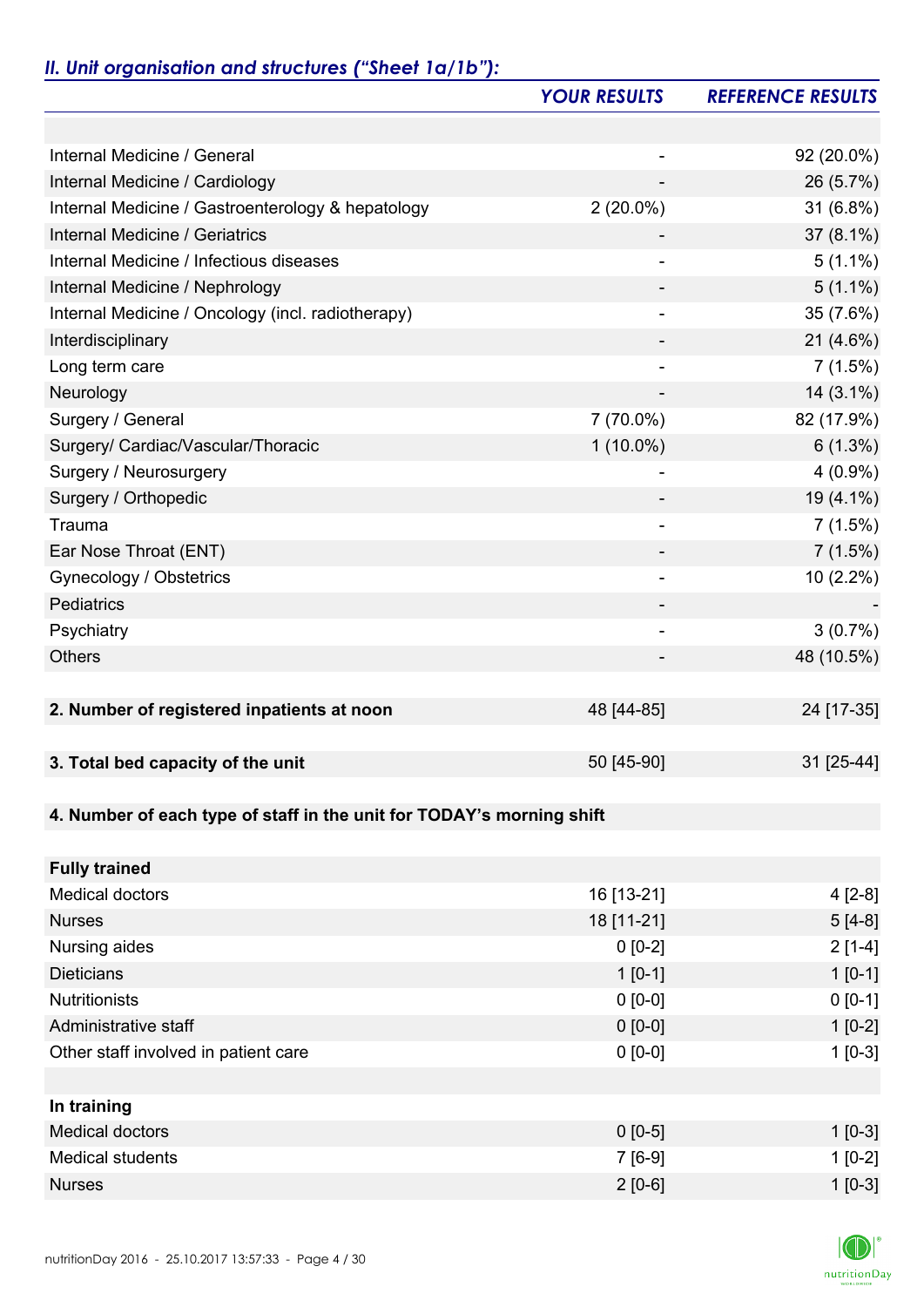## *II. Unit organisation and structures ("Sheet 1a/1b"):*

| | *YOUR RESULTS* | *REFERENCE RESULTS* |
|---|---|---|
| | | |
| Internal Medicine / General | - | 92 (20.0%) |
| Internal Medicine / Cardiology | - | 26 (5.7%) |
| Internal Medicine / Gastroenterology & hepatology | 2 (20.0%) | 31 (6.8%) |
| Internal Medicine / Geriatrics | - | 37 (8.1%) |
| Internal Medicine / Infectious diseases | - | 5 (1.1%) |
| Internal Medicine / Nephrology | - | 5 (1.1%) |
| Internal Medicine / Oncology (incl. radiotherapy) | - | 35 (7.6%) |
| Interdisciplinary | - | 21 (4.6%) |
| Long term care | - | 7 (1.5%) |
| Neurology | - | 14 (3.1%) |
| Surgery / General | 7 (70.0%) | 82 (17.9%) |
| Surgery/ Cardiac/Vascular/Thoracic | 1 (10.0%) | 6 (1.3%) |
| Surgery / Neurosurgery | - | 4 (0.9%) |
| Surgery / Orthopedic | - | 19 (4.1%) |
| Trauma | - | 7 (1.5%) |
| Ear Nose Throat (ENT) | - | 7 (1.5%) |
| Gynecology / Obstetrics | - | 10 (2.2%) |
| Pediatrics | - | - |
| Psychiatry | - | 3 (0.7%) |
| Others | - | 48 (10.5%) |
| | | |
| **2. Number of registered inpatients at noon** | 48 [44-85] | 24 [17-35] |
| | | |
| **3. Total bed capacity of the unit** | 50 [45-90] | 31 [25-44] |
| | | |
| **4. Number of each type of staff in the unit for TODAY's morning shift** | | |
| | | |
| **Fully trained** | | |
| Medical doctors | 16 [13-21] | 4 [2-8] |
| Nurses | 18 [11-21] | 5 [4-8] |
| Nursing aides | 0 [0-2] | 2 [1-4] |
| Dieticians | 1 [0-1] | 1 [0-1] |
| Nutritionists | 0 [0-0] | 0 [0-1] |
| Administrative staff | 0 [0-0] | 1 [0-2] |
| Other staff involved in patient care | 0 [0-0] | 1 [0-3] |
| | | |
| **In training** | | |
| Medical doctors | 0 [0-5] | 1 [0-3] |
| Medical students | 7 [6-9] | 1 [0-2] |
| Nurses | 2 [0-6] | 1 [0-3] |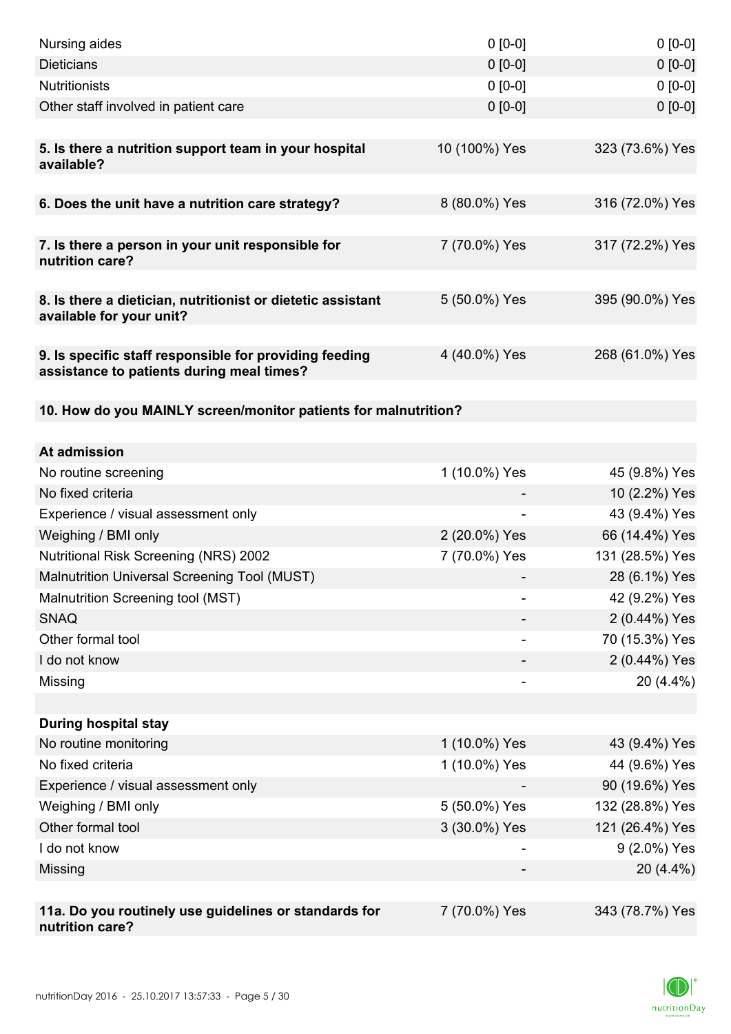| | | |
|---|---|---|
| Nursing aides | 0 [0-0] | 0 [0-0] |
| Dieticians | 0 [0-0] | 0 [0-0] |
| Nutritionists | 0 [0-0] | 0 [0-0] |
| Other staff involved in patient care | 0 [0-0] | 0 [0-0] |
| | | |
| **5. Is there a nutrition support team in your hospital available?** | 10 (100%) Yes | 323 (73.6%) Yes |
| | | |
| **6. Does the unit have a nutrition care strategy?** | 8 (80.0%) Yes | 316 (72.0%) Yes |
| | | |
| **7. Is there a person in your unit responsible for nutrition care?** | 7 (70.0%) Yes | 317 (72.2%) Yes |
| | | |
| **8. Is there a dietician, nutritionist or dietetic assistant available for your unit?** | 5 (50.0%) Yes | 395 (90.0%) Yes |
| | | |
| **9. Is specific staff responsible for providing feeding assistance to patients during meal times?** | 4 (40.0%) Yes | 268 (61.0%) Yes |
| | | |
| **10. How do you MAINLY screen/monitor patients for malnutrition?** | | |
| | | |
| **At admission** | | |
| No routine screening | 1 (10.0%) Yes | 45 (9.8%) Yes |
| No fixed criteria | - | 10 (2.2%) Yes |
| Experience / visual assessment only | - | 43 (9.4%) Yes |
| Weighing / BMI only | 2 (20.0%) Yes | 66 (14.4%) Yes |
| Nutritional Risk Screening (NRS) 2002 | 7 (70.0%) Yes | 131 (28.5%) Yes |
| Malnutrition Universal Screening Tool (MUST) | - | 28 (6.1%) Yes |
| Malnutrition Screening tool (MST) | - | 42 (9.2%) Yes |
| SNAQ | - | 2 (0.44%) Yes |
| Other formal tool | - | 70 (15.3%) Yes |
| I do not know | - | 2 (0.44%) Yes |
| Missing | - | 20 (4.4%) |
| | | |
| **During hospital stay** | | |
| No routine monitoring | 1 (10.0%) Yes | 43 (9.4%) Yes |
| No fixed criteria | 1 (10.0%) Yes | 44 (9.6%) Yes |
| Experience / visual assessment only | - | 90 (19.6%) Yes |
| Weighing / BMI only | 5 (50.0%) Yes | 132 (28.8%) Yes |
| Other formal tool | 3 (30.0%) Yes | 121 (26.4%) Yes |
| I do not know | - | 9 (2.0%) Yes |
| Missing | - | 20 (4.4%) |
| | | |
| **11a. Do you routinely use guidelines or standards for nutrition care?** | 7 (70.0%) Yes | 343 (78.7%) Yes |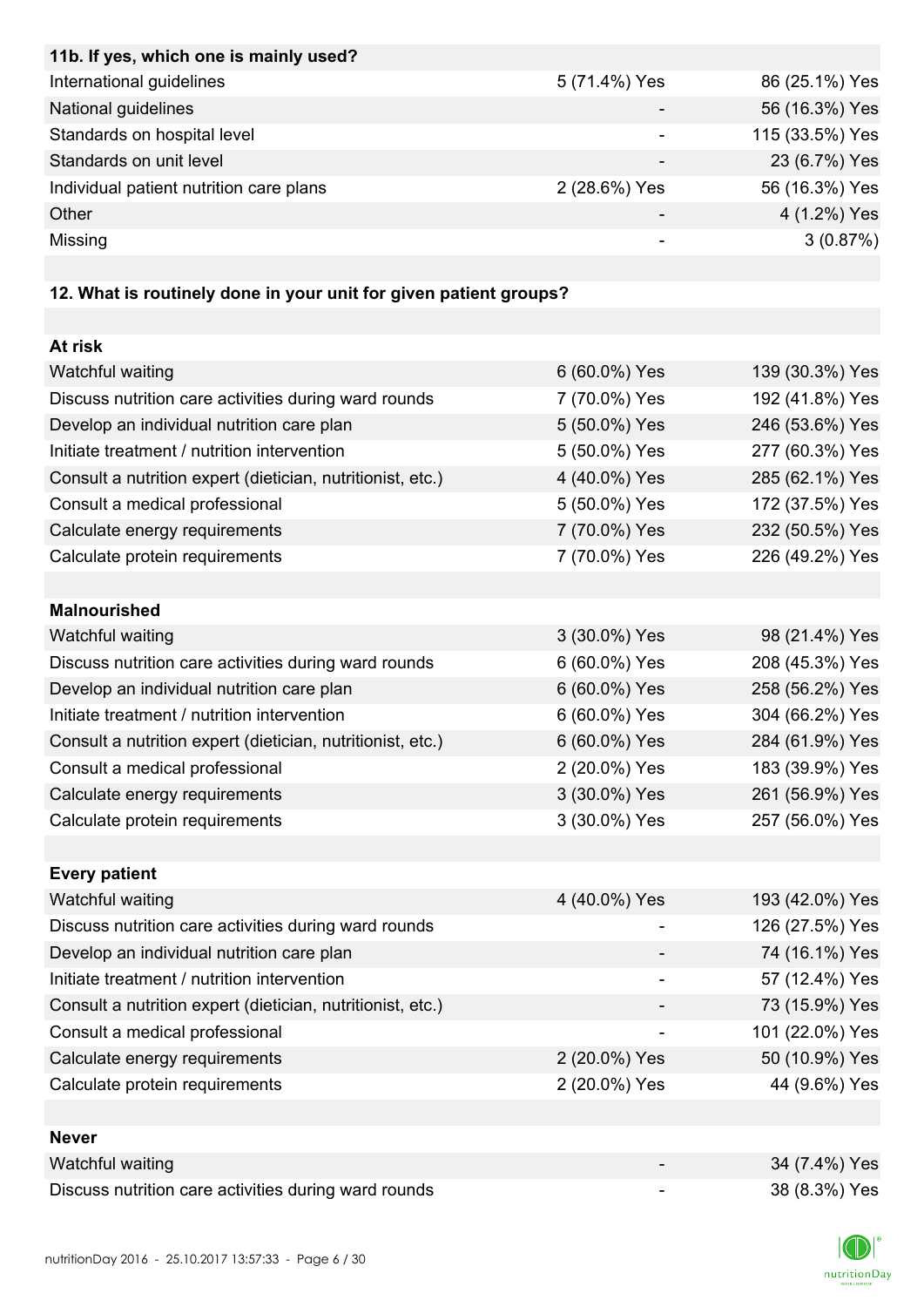| 11b. If yes, which one is mainly used? | | |
|---|---|---|
| International guidelines | 5 (71.4%) Yes | 86 (25.1%) Yes |
| National guidelines | - | 56 (16.3%) Yes |
| Standards on hospital level | - | 115 (33.5%) Yes |
| Standards on unit level | - | 23 (6.7%) Yes |
| Individual patient nutrition care plans | 2 (28.6%) Yes | 56 (16.3%) Yes |
| Other | - | 4 (1.2%) Yes |
| Missing | - | 3 (0.87%) |

| 12. What is routinely done in your unit for given patient groups? | | |
|---|---|---|
| **At risk** | | |
| Watchful waiting | 6 (60.0%) Yes | 139 (30.3%) Yes |
| Discuss nutrition care activities during ward rounds | 7 (70.0%) Yes | 192 (41.8%) Yes |
| Develop an individual nutrition care plan | 5 (50.0%) Yes | 246 (53.6%) Yes |
| Initiate treatment / nutrition intervention | 5 (50.0%) Yes | 277 (60.3%) Yes |
| Consult a nutrition expert (dietician, nutritionist, etc.) | 4 (40.0%) Yes | 285 (62.1%) Yes |
| Consult a medical professional | 5 (50.0%) Yes | 172 (37.5%) Yes |
| Calculate energy requirements | 7 (70.0%) Yes | 232 (50.5%) Yes |
| Calculate protein requirements | 7 (70.0%) Yes | 226 (49.2%) Yes |
| **Malnourished** | | |
| Watchful waiting | 3 (30.0%) Yes | 98 (21.4%) Yes |
| Discuss nutrition care activities during ward rounds | 6 (60.0%) Yes | 208 (45.3%) Yes |
| Develop an individual nutrition care plan | 6 (60.0%) Yes | 258 (56.2%) Yes |
| Initiate treatment / nutrition intervention | 6 (60.0%) Yes | 304 (66.2%) Yes |
| Consult a nutrition expert (dietician, nutritionist, etc.) | 6 (60.0%) Yes | 284 (61.9%) Yes |
| Consult a medical professional | 2 (20.0%) Yes | 183 (39.9%) Yes |
| Calculate energy requirements | 3 (30.0%) Yes | 261 (56.9%) Yes |
| Calculate protein requirements | 3 (30.0%) Yes | 257 (56.0%) Yes |
| **Every patient** | | |
| Watchful waiting | 4 (40.0%) Yes | 193 (42.0%) Yes |
| Discuss nutrition care activities during ward rounds | - | 126 (27.5%) Yes |
| Develop an individual nutrition care plan | - | 74 (16.1%) Yes |
| Initiate treatment / nutrition intervention | - | 57 (12.4%) Yes |
| Consult a nutrition expert (dietician, nutritionist, etc.) | - | 73 (15.9%) Yes |
| Consult a medical professional | - | 101 (22.0%) Yes |
| Calculate energy requirements | 2 (20.0%) Yes | 50 (10.9%) Yes |
| Calculate protein requirements | 2 (20.0%) Yes | 44 (9.6%) Yes |
| **Never** | | |
| Watchful waiting | - | 34 (7.4%) Yes |
| Discuss nutrition care activities during ward rounds | - | 38 (8.3%) Yes |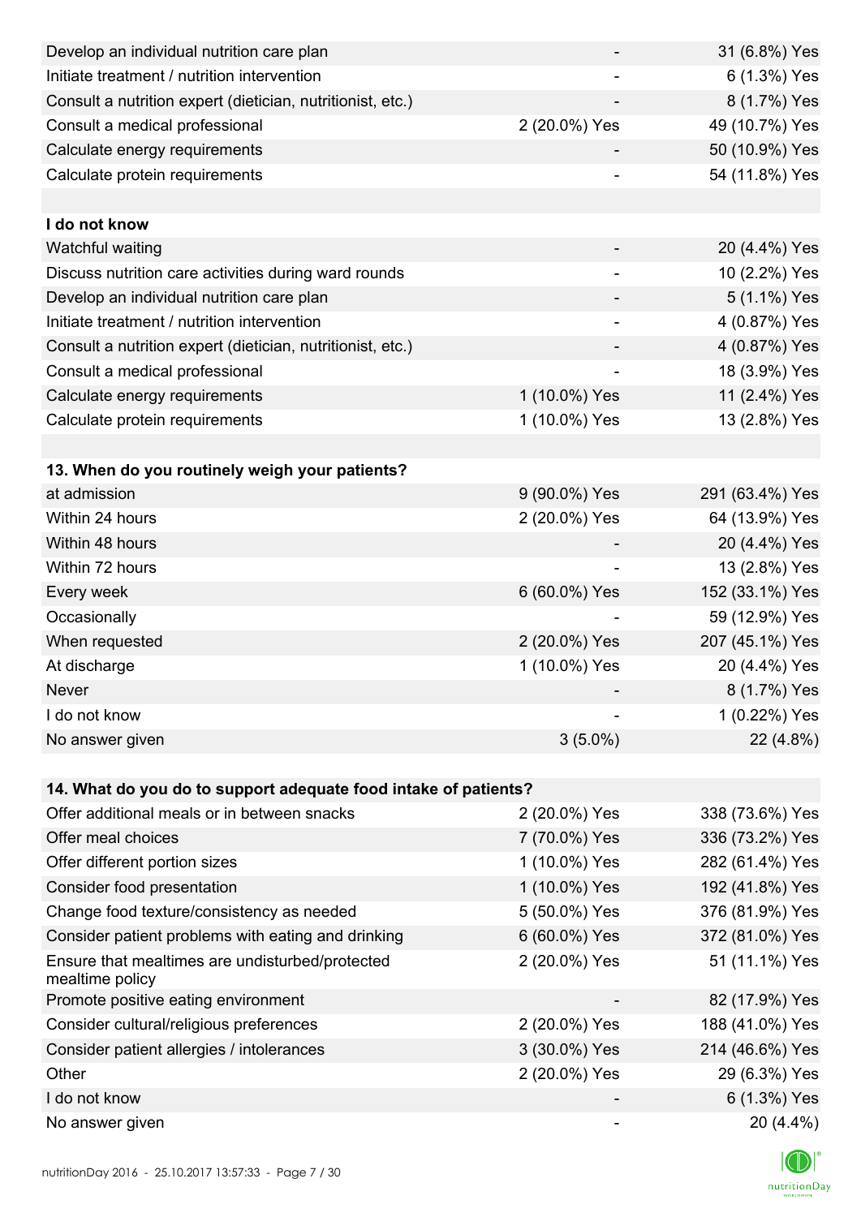| | | |
|---|---|---|
| Develop an individual nutrition care plan | - | 31 (6.8%) Yes |
| Initiate treatment / nutrition intervention | - | 6 (1.3%) Yes |
| Consult a nutrition expert (dietician, nutritionist, etc.) | - | 8 (1.7%) Yes |
| Consult a medical professional | 2 (20.0%) Yes | 49 (10.7%) Yes |
| Calculate energy requirements | - | 50 (10.9%) Yes |
| Calculate protein requirements | - | 54 (11.8%) Yes |
| | | |
| **I do not know** | | |
| Watchful waiting | - | 20 (4.4%) Yes |
| Discuss nutrition care activities during ward rounds | - | 10 (2.2%) Yes |
| Develop an individual nutrition care plan | - | 5 (1.1%) Yes |
| Initiate treatment / nutrition intervention | - | 4 (0.87%) Yes |
| Consult a nutrition expert (dietician, nutritionist, etc.) | - | 4 (0.87%) Yes |
| Consult a medical professional | - | 18 (3.9%) Yes |
| Calculate energy requirements | 1 (10.0%) Yes | 11 (2.4%) Yes |
| Calculate protein requirements | 1 (10.0%) Yes | 13 (2.8%) Yes |

| **13. When do you routinely weigh your patients?** | | |
|---|---|---|
| at admission | 9 (90.0%) Yes | 291 (63.4%) Yes |
| Within 24 hours | 2 (20.0%) Yes | 64 (13.9%) Yes |
| Within 48 hours | - | 20 (4.4%) Yes |
| Within 72 hours | - | 13 (2.8%) Yes |
| Every week | 6 (60.0%) Yes | 152 (33.1%) Yes |
| Occasionally | - | 59 (12.9%) Yes |
| When requested | 2 (20.0%) Yes | 207 (45.1%) Yes |
| At discharge | 1 (10.0%) Yes | 20 (4.4%) Yes |
| Never | - | 8 (1.7%) Yes |
| I do not know | - | 1 (0.22%) Yes |
| No answer given | 3 (5.0%) | 22 (4.8%) |

| **14. What do you do to support adequate food intake of patients?** | | |
|---|---|---|
| Offer additional meals or in between snacks | 2 (20.0%) Yes | 338 (73.6%) Yes |
| Offer meal choices | 7 (70.0%) Yes | 336 (73.2%) Yes |
| Offer different portion sizes | 1 (10.0%) Yes | 282 (61.4%) Yes |
| Consider food presentation | 1 (10.0%) Yes | 192 (41.8%) Yes |
| Change food texture/consistency as needed | 5 (50.0%) Yes | 376 (81.9%) Yes |
| Consider patient problems with eating and drinking | 6 (60.0%) Yes | 372 (81.0%) Yes |
| Ensure that mealtimes are undisturbed/protected mealtime policy | 2 (20.0%) Yes | 51 (11.1%) Yes |
| Promote positive eating environment | - | 82 (17.9%) Yes |
| Consider cultural/religious preferences | 2 (20.0%) Yes | 188 (41.0%) Yes |
| Consider patient allergies / intolerances | 3 (30.0%) Yes | 214 (46.6%) Yes |
| Other | 2 (20.0%) Yes | 29 (6.3%) Yes |
| I do not know | - | 6 (1.3%) Yes |
| No answer given | - | 20 (4.4%) |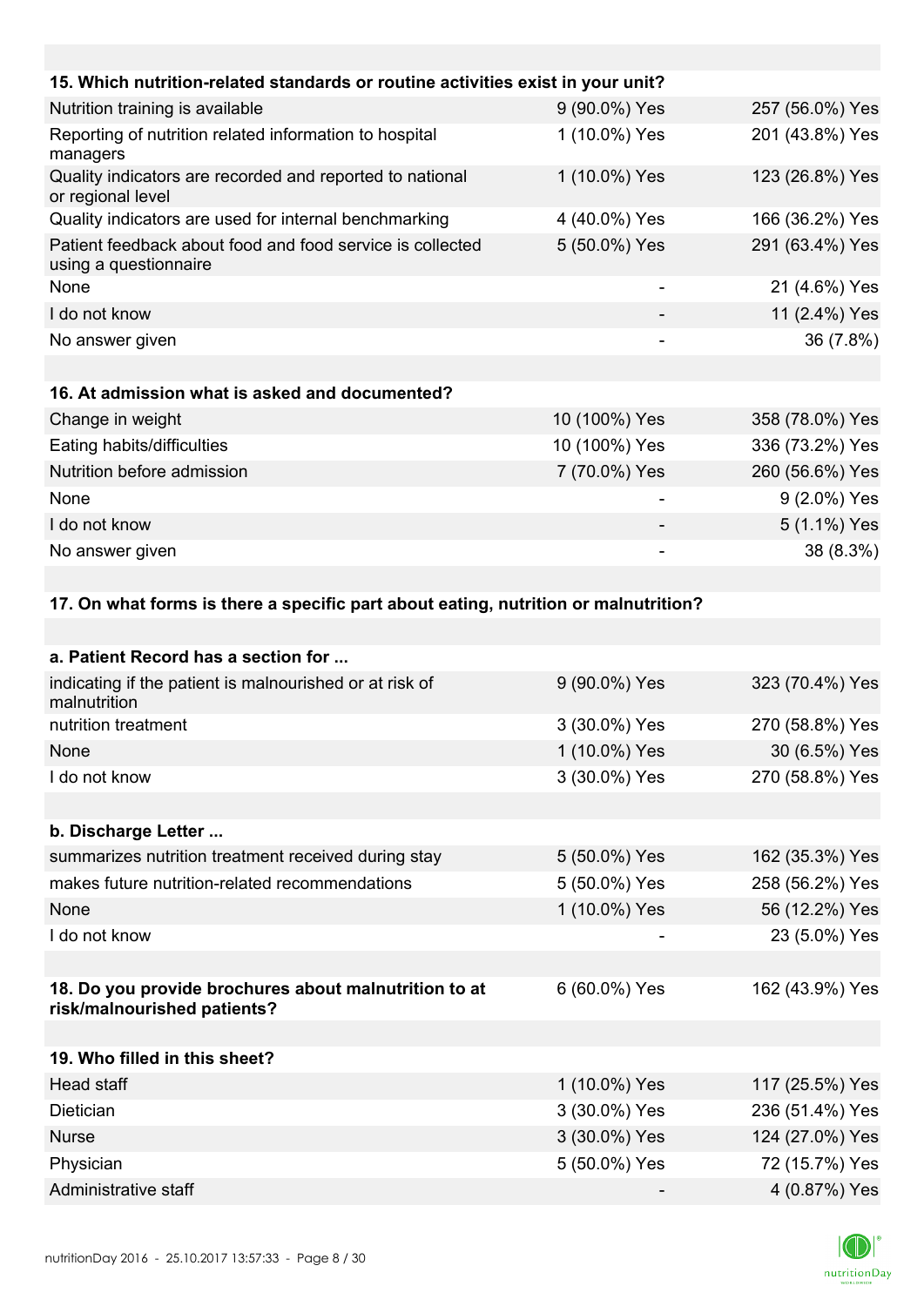| 15. Which nutrition-related standards or routine activities exist in your unit? | | |
|---|---|---|
| Nutrition training is available | 9 (90.0%) Yes | 257 (56.0%) Yes |
| Reporting of nutrition related information to hospital managers | 1 (10.0%) Yes | 201 (43.8%) Yes |
| Quality indicators are recorded and reported to national or regional level | 1 (10.0%) Yes | 123 (26.8%) Yes |
| Quality indicators are used for internal benchmarking | 4 (40.0%) Yes | 166 (36.2%) Yes |
| Patient feedback about food and food service is collected using a questionnaire | 5 (50.0%) Yes | 291 (63.4%) Yes |
| None | - | 21 (4.6%) Yes |
| I do not know | - | 11 (2.4%) Yes |
| No answer given | - | 36 (7.8%) |

| 16. At admission what is asked and documented? | | |
|---|---|---|
| Change in weight | 10 (100%) Yes | 358 (78.0%) Yes |
| Eating habits/difficulties | 10 (100%) Yes | 336 (73.2%) Yes |
| Nutrition before admission | 7 (70.0%) Yes | 260 (56.6%) Yes |
| None | - | 9 (2.0%) Yes |
| I do not know | - | 5 (1.1%) Yes |
| No answer given | - | 38 (8.3%) |

**17. On what forms is there a specific part about eating, nutrition or malnutrition?**

| a. Patient Record has a section for ... | | |
|---|---|---|
| indicating if the patient is malnourished or at risk of malnutrition | 9 (90.0%) Yes | 323 (70.4%) Yes |
| nutrition treatment | 3 (30.0%) Yes | 270 (58.8%) Yes |
| None | 1 (10.0%) Yes | 30 (6.5%) Yes |
| I do not know | 3 (30.0%) Yes | 270 (58.8%) Yes |

| b. Discharge Letter ... | | |
|---|---|---|
| summarizes nutrition treatment received during stay | 5 (50.0%) Yes | 162 (35.3%) Yes |
| makes future nutrition-related recommendations | 5 (50.0%) Yes | 258 (56.2%) Yes |
| None | 1 (10.0%) Yes | 56 (12.2%) Yes |
| I do not know | - | 23 (5.0%) Yes |

| 18. Do you provide brochures about malnutrition to at risk/malnourished patients? | 6 (60.0%) Yes | 162 (43.9%) Yes |
|---|---|---|

| 19. Who filled in this sheet? | | |
|---|---|---|
| Head staff | 1 (10.0%) Yes | 117 (25.5%) Yes |
| Dietician | 3 (30.0%) Yes | 236 (51.4%) Yes |
| Nurse | 3 (30.0%) Yes | 124 (27.0%) Yes |
| Physician | 5 (50.0%) Yes | 72 (15.7%) Yes |
| Administrative staff | - | 4 (0.87%) Yes |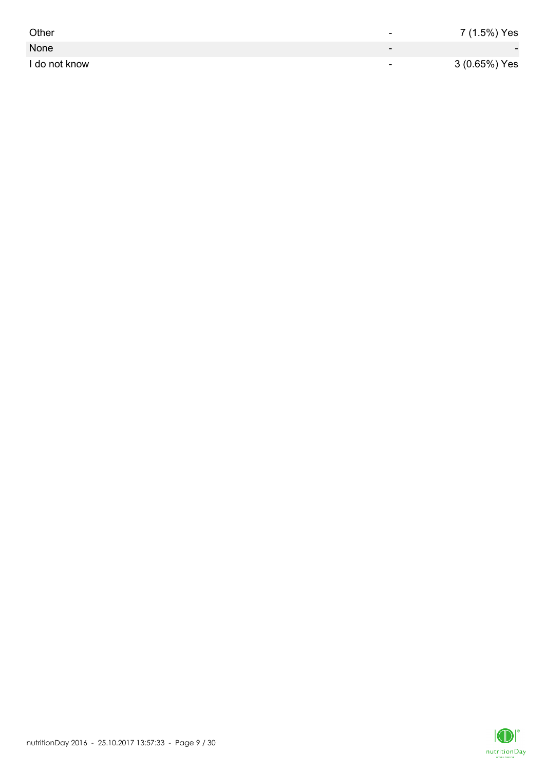| | | |
|---|---|---|
| Other | - | 7 (1.5%) Yes |
| None | - | - |
| I do not know | - | 3 (0.65%) Yes |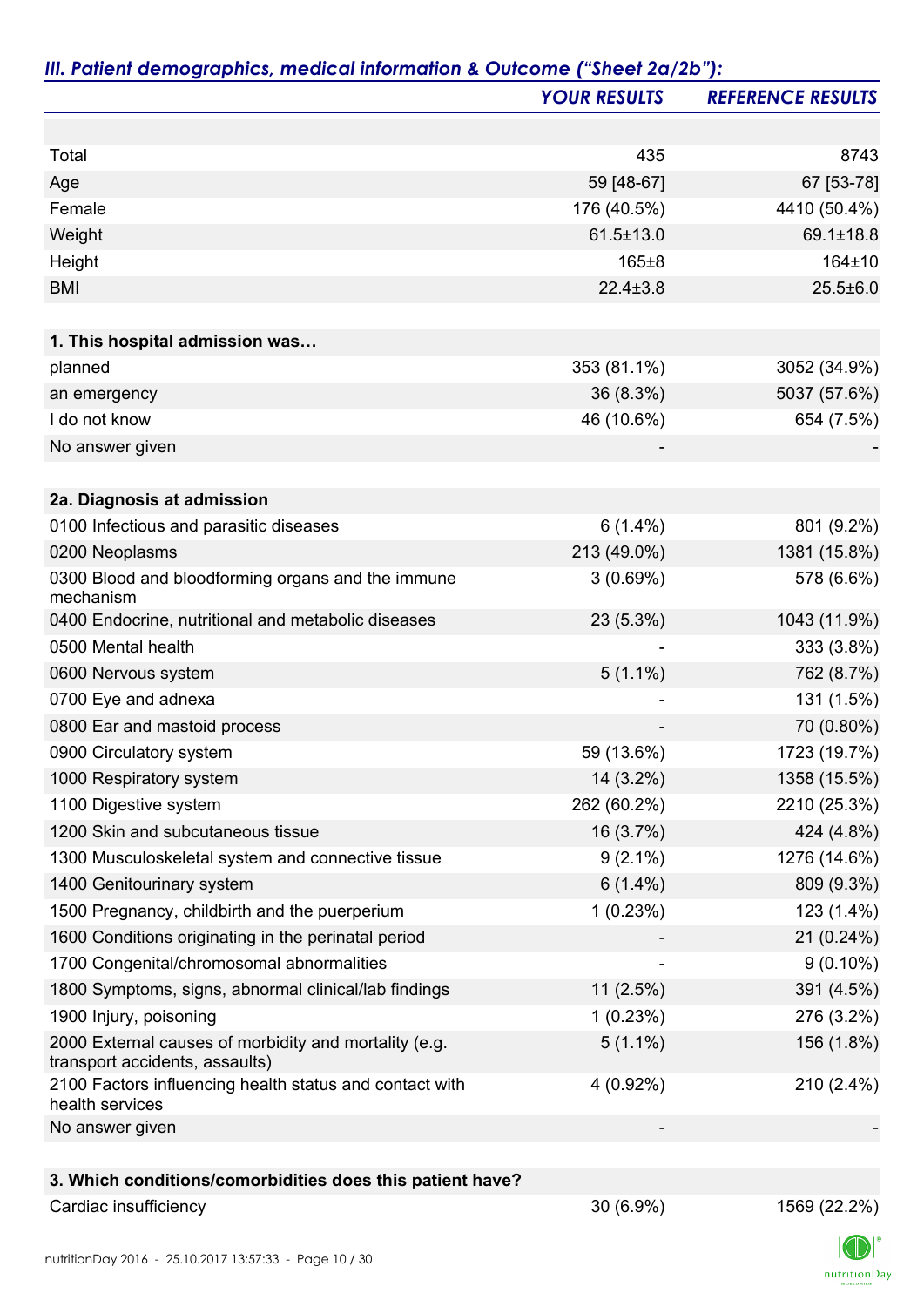## *III. Patient demographics, medical information & Outcome ("Sheet 2a/2b"):*

| | *YOUR RESULTS* | *REFERENCE RESULTS* |
|---|---|---|
| Total | 435 | 8743 |
| Age | 59 [48-67] | 67 [53-78] |
| Female | 176 (40.5%) | 4410 (50.4%) |
| Weight | 61.5±13.0 | 69.1±18.8 |
| Height | 165±8 | 164±10 |
| BMI | 22.4±3.8 | 25.5±6.0 |
| **1. This hospital admission was…** | | |
| planned | 353 (81.1%) | 3052 (34.9%) |
| an emergency | 36 (8.3%) | 5037 (57.6%) |
| I do not know | 46 (10.6%) | 654 (7.5%) |
| No answer given | - | - |
| **2a. Diagnosis at admission** | | |
| 0100 Infectious and parasitic diseases | 6 (1.4%) | 801 (9.2%) |
| 0200 Neoplasms | 213 (49.0%) | 1381 (15.8%) |
| 0300 Blood and bloodforming organs and the immune mechanism | 3 (0.69%) | 578 (6.6%) |
| 0400 Endocrine, nutritional and metabolic diseases | 23 (5.3%) | 1043 (11.9%) |
| 0500 Mental health | - | 333 (3.8%) |
| 0600 Nervous system | 5 (1.1%) | 762 (8.7%) |
| 0700 Eye and adnexa | - | 131 (1.5%) |
| 0800 Ear and mastoid process | - | 70 (0.80%) |
| 0900 Circulatory system | 59 (13.6%) | 1723 (19.7%) |
| 1000 Respiratory system | 14 (3.2%) | 1358 (15.5%) |
| 1100 Digestive system | 262 (60.2%) | 2210 (25.3%) |
| 1200 Skin and subcutaneous tissue | 16 (3.7%) | 424 (4.8%) |
| 1300 Musculoskeletal system and connective tissue | 9 (2.1%) | 1276 (14.6%) |
| 1400 Genitourinary system | 6 (1.4%) | 809 (9.3%) |
| 1500 Pregnancy, childbirth and the puerperium | 1 (0.23%) | 123 (1.4%) |
| 1600 Conditions originating in the perinatal period | - | 21 (0.24%) |
| 1700 Congenital/chromosomal abnormalities | - | 9 (0.10%) |
| 1800 Symptoms, signs, abnormal clinical/lab findings | 11 (2.5%) | 391 (4.5%) |
| 1900 Injury, poisoning | 1 (0.23%) | 276 (3.2%) |
| 2000 External causes of morbidity and mortality (e.g. transport accidents, assaults) | 5 (1.1%) | 156 (1.8%) |
| 2100 Factors influencing health status and contact with health services | 4 (0.92%) | 210 (2.4%) |
| No answer given | - | - |
| **3. Which conditions/comorbidities does this patient have?** | | |
| Cardiac insufficiency | 30 (6.9%) | 1569 (22.2%) |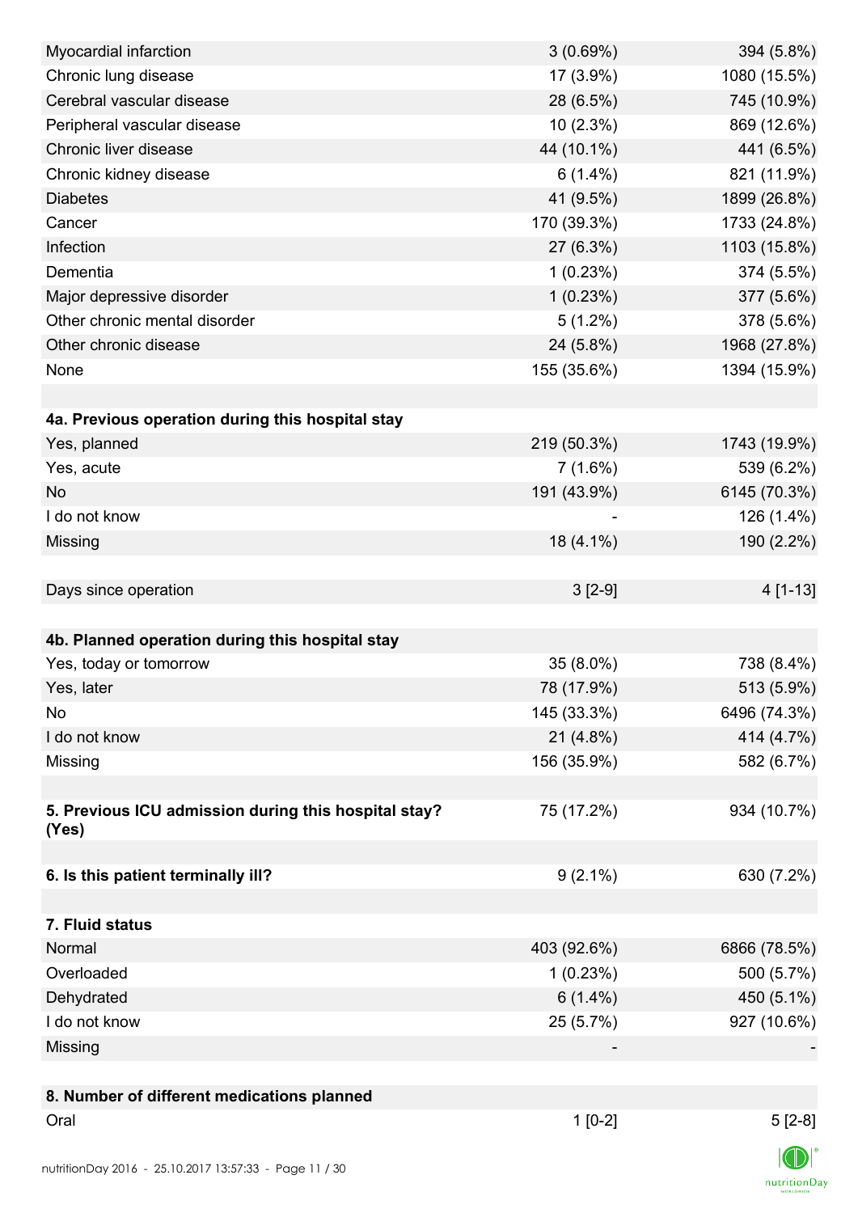| | | |
|---|---|---|
| Myocardial infarction | 3 (0.69%) | 394 (5.8%) |
| Chronic lung disease | 17 (3.9%) | 1080 (15.5%) |
| Cerebral vascular disease | 28 (6.5%) | 745 (10.9%) |
| Peripheral vascular disease | 10 (2.3%) | 869 (12.6%) |
| Chronic liver disease | 44 (10.1%) | 441 (6.5%) |
| Chronic kidney disease | 6 (1.4%) | 821 (11.9%) |
| Diabetes | 41 (9.5%) | 1899 (26.8%) |
| Cancer | 170 (39.3%) | 1733 (24.8%) |
| Infection | 27 (6.3%) | 1103 (15.8%) |
| Dementia | 1 (0.23%) | 374 (5.5%) |
| Major depressive disorder | 1 (0.23%) | 377 (5.6%) |
| Other chronic mental disorder | 5 (1.2%) | 378 (5.6%) |
| Other chronic disease | 24 (5.8%) | 1968 (27.8%) |
| None | 155 (35.6%) | 1394 (15.9%) |
| | | |
| **4a. Previous operation during this hospital stay** | | |
| Yes, planned | 219 (50.3%) | 1743 (19.9%) |
| Yes, acute | 7 (1.6%) | 539 (6.2%) |
| No | 191 (43.9%) | 6145 (70.3%) |
| I do not know | - | 126 (1.4%) |
| Missing | 18 (4.1%) | 190 (2.2%) |
| | | |
| Days since operation | 3 [2-9] | 4 [1-13] |
| | | |
| **4b. Planned operation during this hospital stay** | | |
| Yes, today or tomorrow | 35 (8.0%) | 738 (8.4%) |
| Yes, later | 78 (17.9%) | 513 (5.9%) |
| No | 145 (33.3%) | 6496 (74.3%) |
| I do not know | 21 (4.8%) | 414 (4.7%) |
| Missing | 156 (35.9%) | 582 (6.7%) |
| | | |
| **5. Previous ICU admission during this hospital stay? (Yes)** | 75 (17.2%) | 934 (10.7%) |
| | | |
| **6. Is this patient terminally ill?** | 9 (2.1%) | 630 (7.2%) |
| | | |
| **7. Fluid status** | | |
| Normal | 403 (92.6%) | 6866 (78.5%) |
| Overloaded | 1 (0.23%) | 500 (5.7%) |
| Dehydrated | 6 (1.4%) | 450 (5.1%) |
| I do not know | 25 (5.7%) | 927 (10.6%) |
| Missing | - | - |
| | | |
| **8. Number of different medications planned** | | |
| Oral | 1 [0-2] | 5 [2-8] |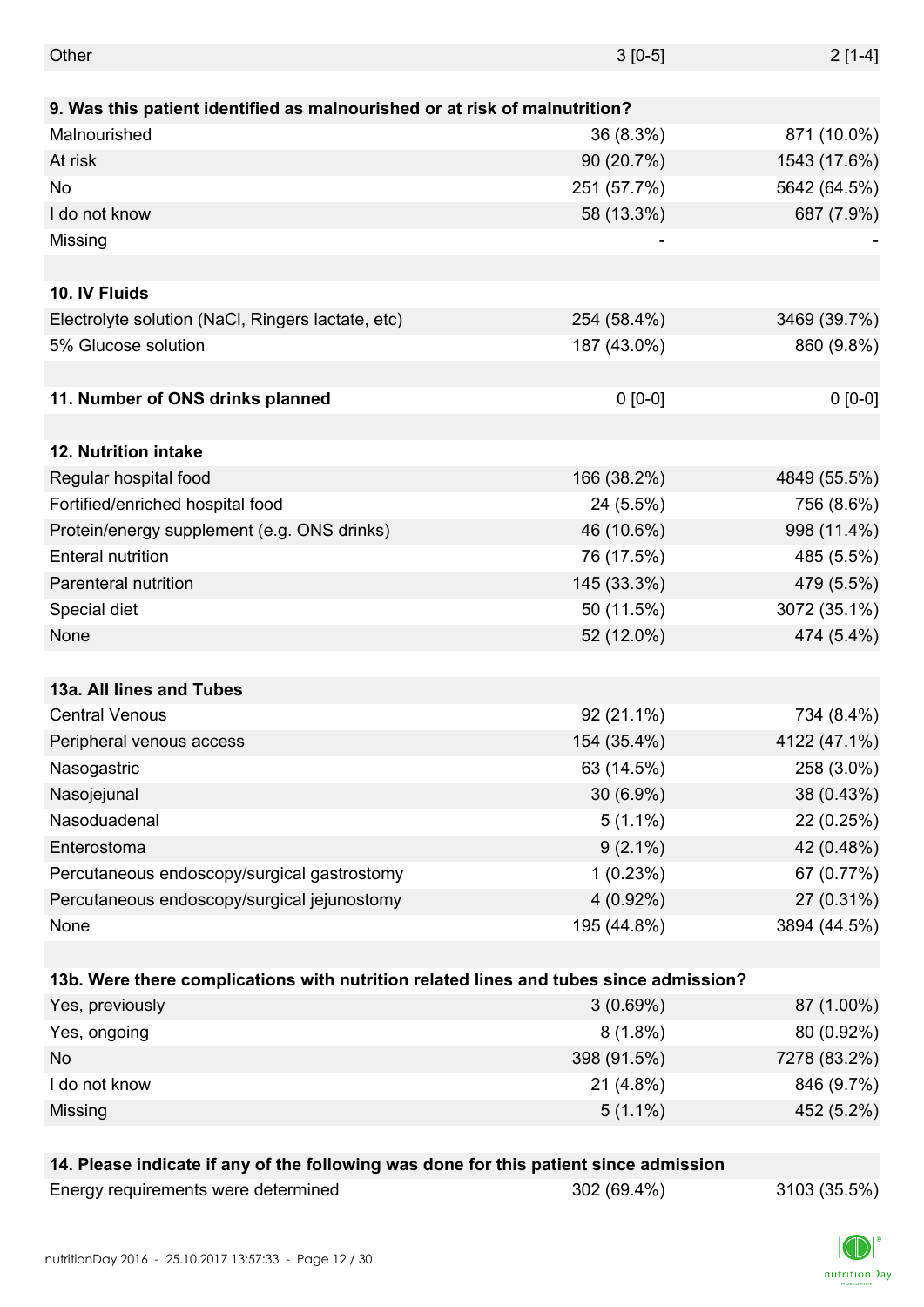| | | |
|---|---|---|
| Other | 3 [0-5] | 2 [1-4] |
| **9. Was this patient identified as malnourished or at risk of malnutrition?** | | |
| Malnourished | 36 (8.3%) | 871 (10.0%) |
| At risk | 90 (20.7%) | 1543 (17.6%) |
| No | 251 (57.7%) | 5642 (64.5%) |
| I do not know | 58 (13.3%) | 687 (7.9%) |
| Missing | - | - |
| **10. IV Fluids** | | |
| Electrolyte solution (NaCl, Ringers lactate, etc) | 254 (58.4%) | 3469 (39.7%) |
| 5% Glucose solution | 187 (43.0%) | 860 (9.8%) |
| **11. Number of ONS drinks planned** | 0 [0-0] | 0 [0-0] |
| **12. Nutrition intake** | | |
| Regular hospital food | 166 (38.2%) | 4849 (55.5%) |
| Fortified/enriched hospital food | 24 (5.5%) | 756 (8.6%) |
| Protein/energy supplement (e.g. ONS drinks) | 46 (10.6%) | 998 (11.4%) |
| Enteral nutrition | 76 (17.5%) | 485 (5.5%) |
| Parenteral nutrition | 145 (33.3%) | 479 (5.5%) |
| Special diet | 50 (11.5%) | 3072 (35.1%) |
| None | 52 (12.0%) | 474 (5.4%) |
| **13a. All lines and Tubes** | | |
| Central Venous | 92 (21.1%) | 734 (8.4%) |
| Peripheral venous access | 154 (35.4%) | 4122 (47.1%) |
| Nasogastric | 63 (14.5%) | 258 (3.0%) |
| Nasojejunal | 30 (6.9%) | 38 (0.43%) |
| Nasoduadenal | 5 (1.1%) | 22 (0.25%) |
| Enterostoma | 9 (2.1%) | 42 (0.48%) |
| Percutaneous endoscopy/surgical gastrostomy | 1 (0.23%) | 67 (0.77%) |
| Percutaneous endoscopy/surgical jejunostomy | 4 (0.92%) | 27 (0.31%) |
| None | 195 (44.8%) | 3894 (44.5%) |
| **13b. Were there complications with nutrition related lines and tubes since admission?** | | |
| Yes, previously | 3 (0.69%) | 87 (1.00%) |
| Yes, ongoing | 8 (1.8%) | 80 (0.92%) |
| No | 398 (91.5%) | 7278 (83.2%) |
| I do not know | 21 (4.8%) | 846 (9.7%) |
| Missing | 5 (1.1%) | 452 (5.2%) |
| **14. Please indicate if any of the following was done for this patient since admission** | | |
| Energy requirements were determined | 302 (69.4%) | 3103 (35.5%) |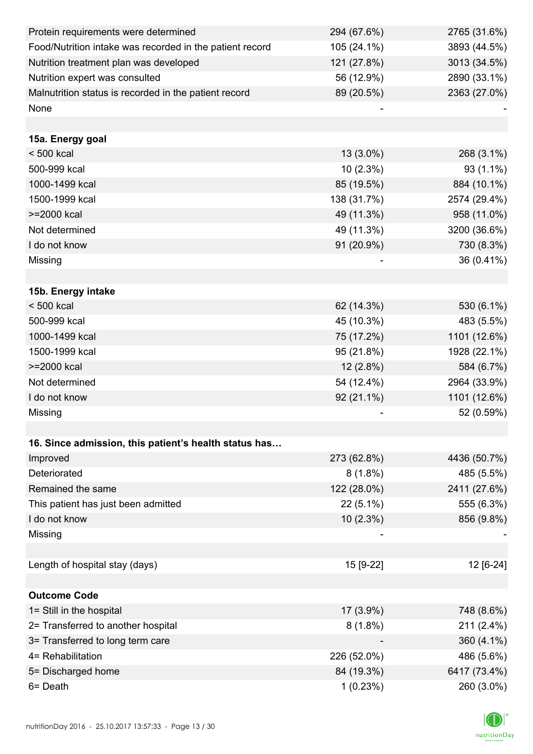| | | |
|---|---|---|
| Protein requirements were determined | 294 (67.6%) | 2765 (31.6%) |
| Food/Nutrition intake was recorded in the patient record | 105 (24.1%) | 3893 (44.5%) |
| Nutrition treatment plan was developed | 121 (27.8%) | 3013 (34.5%) |
| Nutrition expert was consulted | 56 (12.9%) | 2890 (33.1%) |
| Malnutrition status is recorded in the patient record | 89 (20.5%) | 2363 (27.0%) |
| None | - | - |
| | | |
| **15a. Energy goal** | | |
| < 500 kcal | 13 (3.0%) | 268 (3.1%) |
| 500-999 kcal | 10 (2.3%) | 93 (1.1%) |
| 1000-1499 kcal | 85 (19.5%) | 884 (10.1%) |
| 1500-1999 kcal | 138 (31.7%) | 2574 (29.4%) |
| >=2000 kcal | 49 (11.3%) | 958 (11.0%) |
| Not determined | 49 (11.3%) | 3200 (36.6%) |
| I do not know | 91 (20.9%) | 730 (8.3%) |
| Missing | - | 36 (0.41%) |
| | | |
| **15b. Energy intake** | | |
| < 500 kcal | 62 (14.3%) | 530 (6.1%) |
| 500-999 kcal | 45 (10.3%) | 483 (5.5%) |
| 1000-1499 kcal | 75 (17.2%) | 1101 (12.6%) |
| 1500-1999 kcal | 95 (21.8%) | 1928 (22.1%) |
| >=2000 kcal | 12 (2.8%) | 584 (6.7%) |
| Not determined | 54 (12.4%) | 2964 (33.9%) |
| I do not know | 92 (21.1%) | 1101 (12.6%) |
| Missing | - | 52 (0.59%) |
| | | |
| **16. Since admission, this patient's health status has…** | | |
| Improved | 273 (62.8%) | 4436 (50.7%) |
| Deteriorated | 8 (1.8%) | 485 (5.5%) |
| Remained the same | 122 (28.0%) | 2411 (27.6%) |
| This patient has just been admitted | 22 (5.1%) | 555 (6.3%) |
| I do not know | 10 (2.3%) | 856 (9.8%) |
| Missing | - | - |
| | | |
| Length of hospital stay (days) | 15 [9-22] | 12 [6-24] |
| | | |
| **Outcome Code** | | |
| 1= Still in the hospital | 17 (3.9%) | 748 (8.6%) |
| 2= Transferred to another hospital | 8 (1.8%) | 211 (2.4%) |
| 3= Transferred to long term care | - | 360 (4.1%) |
| 4= Rehabilitation | 226 (52.0%) | 486 (5.6%) |
| 5= Discharged home | 84 (19.3%) | 6417 (73.4%) |
| 6= Death | 1 (0.23%) | 260 (3.0%) |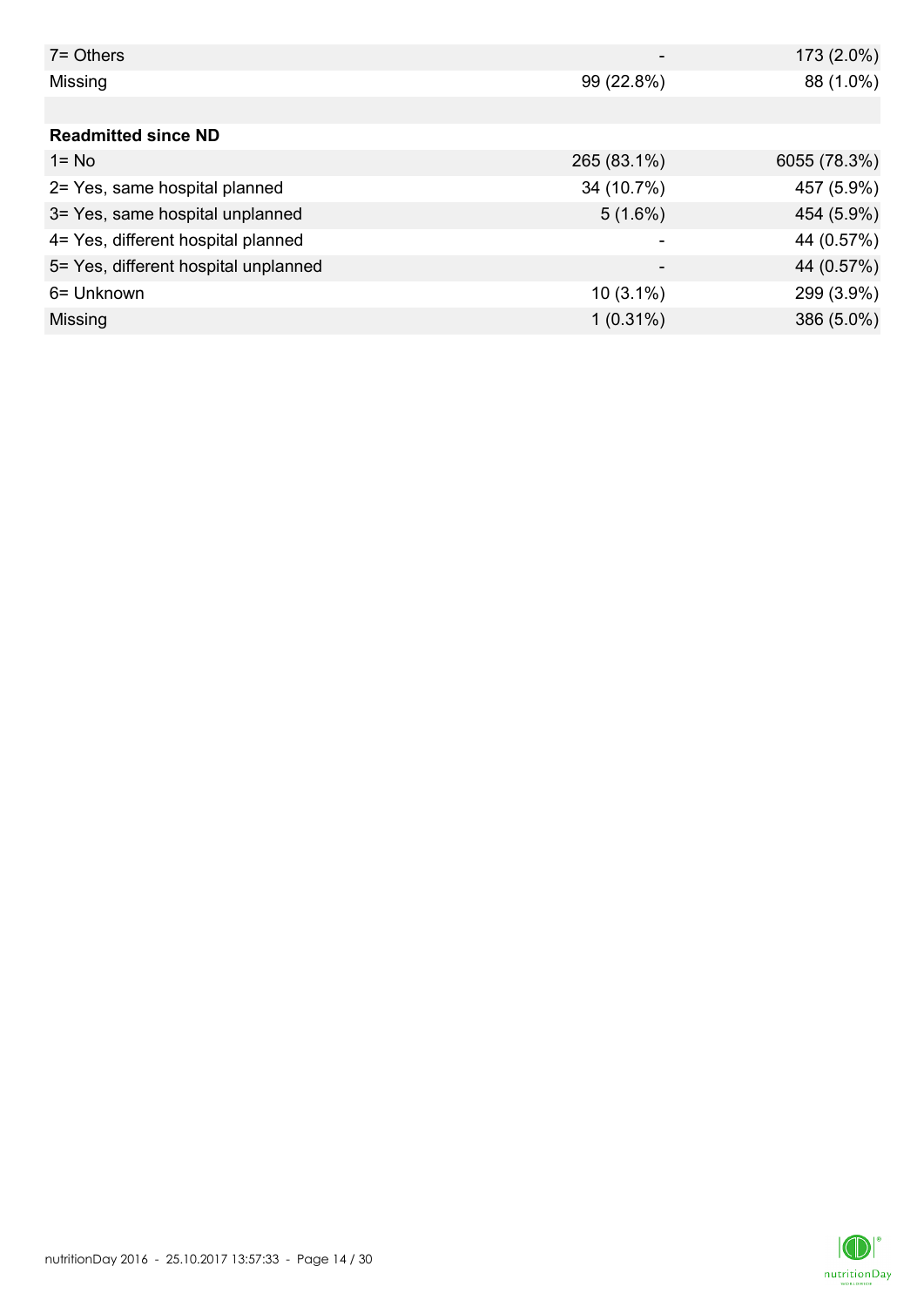| | | |
|---|---|---|
| 7= Others | - | 173 (2.0%) |
| Missing | 99 (22.8%) | 88 (1.0%) |
| | | |
| **Readmitted since ND** | | |
| 1= No | 265 (83.1%) | 6055 (78.3%) |
| 2= Yes, same hospital planned | 34 (10.7%) | 457 (5.9%) |
| 3= Yes, same hospital unplanned | 5 (1.6%) | 454 (5.9%) |
| 4= Yes, different hospital planned | - | 44 (0.57%) |
| 5= Yes, different hospital unplanned | - | 44 (0.57%) |
| 6= Unknown | 10 (3.1%) | 299 (3.9%) |
| Missing | 1 (0.31%) | 386 (5.0%) |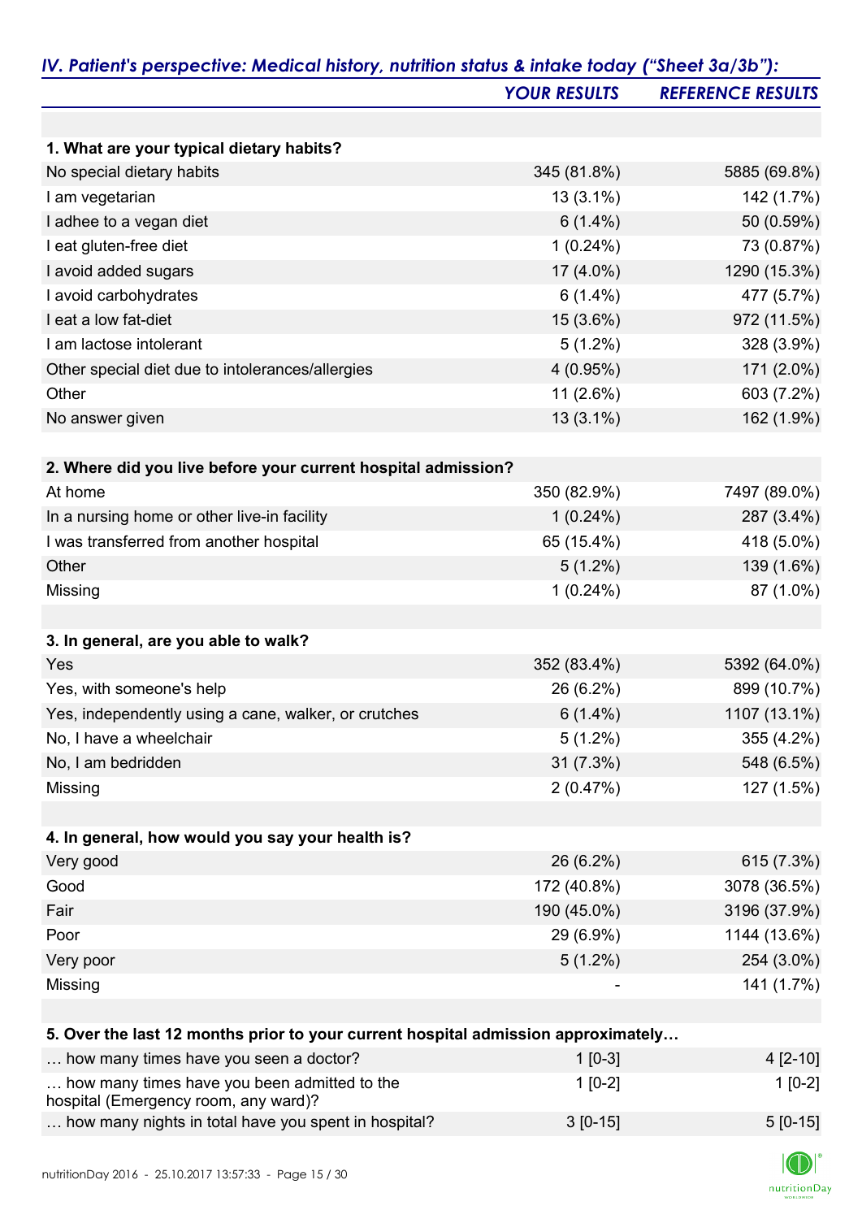## *IV. Patient's perspective: Medical history, nutrition status & intake today ("Sheet 3a/3b"):*

| | *YOUR RESULTS* | *REFERENCE RESULTS* |
|---|---|---|
| **1. What are your typical dietary habits?** | | |
| No special dietary habits | 345 (81.8%) | 5885 (69.8%) |
| I am vegetarian | 13 (3.1%) | 142 (1.7%) |
| I adhee to a vegan diet | 6 (1.4%) | 50 (0.59%) |
| I eat gluten-free diet | 1 (0.24%) | 73 (0.87%) |
| I avoid added sugars | 17 (4.0%) | 1290 (15.3%) |
| I avoid carbohydrates | 6 (1.4%) | 477 (5.7%) |
| I eat a low fat-diet | 15 (3.6%) | 972 (11.5%) |
| I am lactose intolerant | 5 (1.2%) | 328 (3.9%) |
| Other special diet due to intolerances/allergies | 4 (0.95%) | 171 (2.0%) |
| Other | 11 (2.6%) | 603 (7.2%) |
| No answer given | 13 (3.1%) | 162 (1.9%) |
| | | |
| **2. Where did you live before your current hospital admission?** | | |
| At home | 350 (82.9%) | 7497 (89.0%) |
| In a nursing home or other live-in facility | 1 (0.24%) | 287 (3.4%) |
| I was transferred from another hospital | 65 (15.4%) | 418 (5.0%) |
| Other | 5 (1.2%) | 139 (1.6%) |
| Missing | 1 (0.24%) | 87 (1.0%) |
| | | |
| **3. In general, are you able to walk?** | | |
| Yes | 352 (83.4%) | 5392 (64.0%) |
| Yes, with someone's help | 26 (6.2%) | 899 (10.7%) |
| Yes, independently using a cane, walker, or crutches | 6 (1.4%) | 1107 (13.1%) |
| No, I have a wheelchair | 5 (1.2%) | 355 (4.2%) |
| No, I am bedridden | 31 (7.3%) | 548 (6.5%) |
| Missing | 2 (0.47%) | 127 (1.5%) |
| | | |
| **4. In general, how would you say your health is?** | | |
| Very good | 26 (6.2%) | 615 (7.3%) |
| Good | 172 (40.8%) | 3078 (36.5%) |
| Fair | 190 (45.0%) | 3196 (37.9%) |
| Poor | 29 (6.9%) | 1144 (13.6%) |
| Very poor | 5 (1.2%) | 254 (3.0%) |
| Missing | - | 141 (1.7%) |
| | | |
| **5. Over the last 12 months prior to your current hospital admission approximately…** | | |
| … how many times have you seen a doctor? | 1 [0-3] | 4 [2-10] |
| … how many times have you been admitted to the hospital (Emergency room, any ward)? | 1 [0-2] | 1 [0-2] |
| … how many nights in total have you spent in hospital? | 3 [0-15] | 5 [0-15] |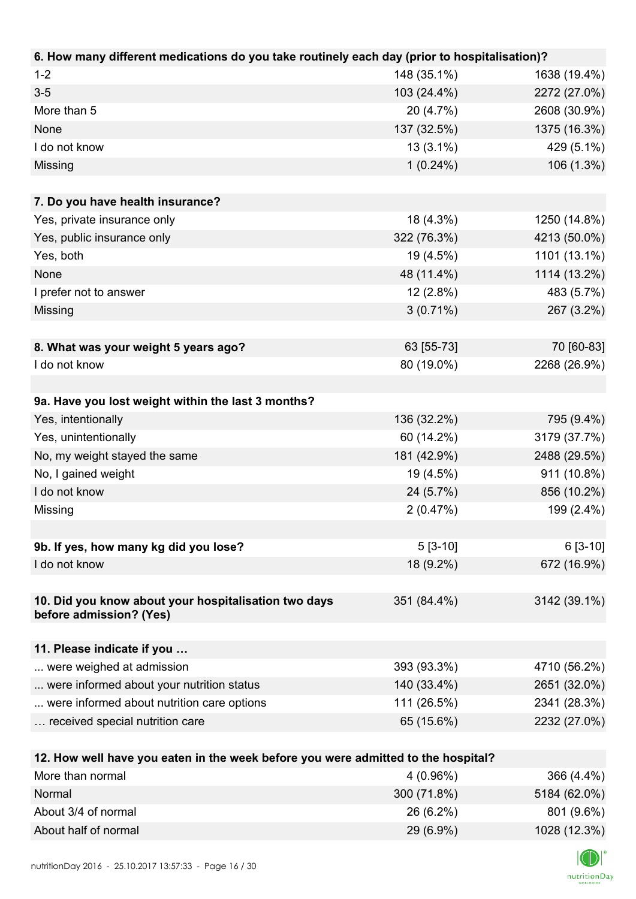| 6. How many different medications do you take routinely each day (prior to hospitalisation)? | | |
|---|---|---|
| 1-2 | 148 (35.1%) | 1638 (19.4%) |
| 3-5 | 103 (24.4%) | 2272 (27.0%) |
| More than 5 | 20 (4.7%) | 2608 (30.9%) |
| None | 137 (32.5%) | 1375 (16.3%) |
| I do not know | 13 (3.1%) | 429 (5.1%) |
| Missing | 1 (0.24%) | 106 (1.3%) |

| 7. Do you have health insurance? | | |
|---|---|---|
| Yes, private insurance only | 18 (4.3%) | 1250 (14.8%) |
| Yes, public insurance only | 322 (76.3%) | 4213 (50.0%) |
| Yes, both | 19 (4.5%) | 1101 (13.1%) |
| None | 48 (11.4%) | 1114 (13.2%) |
| I prefer not to answer | 12 (2.8%) | 483 (5.7%) |
| Missing | 3 (0.71%) | 267 (3.2%) |

| 8. What was your weight 5 years ago? | 63 [55-73] | 70 [60-83] |
|---|---|---|
| I do not know | 80 (19.0%) | 2268 (26.9%) |

| 9a. Have you lost weight within the last 3 months? | | |
|---|---|---|
| Yes, intentionally | 136 (32.2%) | 795 (9.4%) |
| Yes, unintentionally | 60 (14.2%) | 3179 (37.7%) |
| No, my weight stayed the same | 181 (42.9%) | 2488 (29.5%) |
| No, I gained weight | 19 (4.5%) | 911 (10.8%) |
| I do not know | 24 (5.7%) | 856 (10.2%) |
| Missing | 2 (0.47%) | 199 (2.4%) |

| 9b. If yes, how many kg did you lose? | 5 [3-10] | 6 [3-10] |
|---|---|---|
| I do not know | 18 (9.2%) | 672 (16.9%) |

| 10. Did you know about your hospitalisation two days before admission? (Yes) | 351 (84.4%) | 3142 (39.1%) |
|---|---|---|

| 11. Please indicate if you … | | |
|---|---|---|
| ... were weighed at admission | 393 (93.3%) | 4710 (56.2%) |
| ... were informed about your nutrition status | 140 (33.4%) | 2651 (32.0%) |
| ... were informed about nutrition care options | 111 (26.5%) | 2341 (28.3%) |
| … received special nutrition care | 65 (15.6%) | 2232 (27.0%) |

| 12. How well have you eaten in the week before you were admitted to the hospital? | | |
|---|---|---|
| More than normal | 4 (0.96%) | 366 (4.4%) |
| Normal | 300 (71.8%) | 5184 (62.0%) |
| About 3/4 of normal | 26 (6.2%) | 801 (9.6%) |
| About half of normal | 29 (6.9%) | 1028 (12.3%) |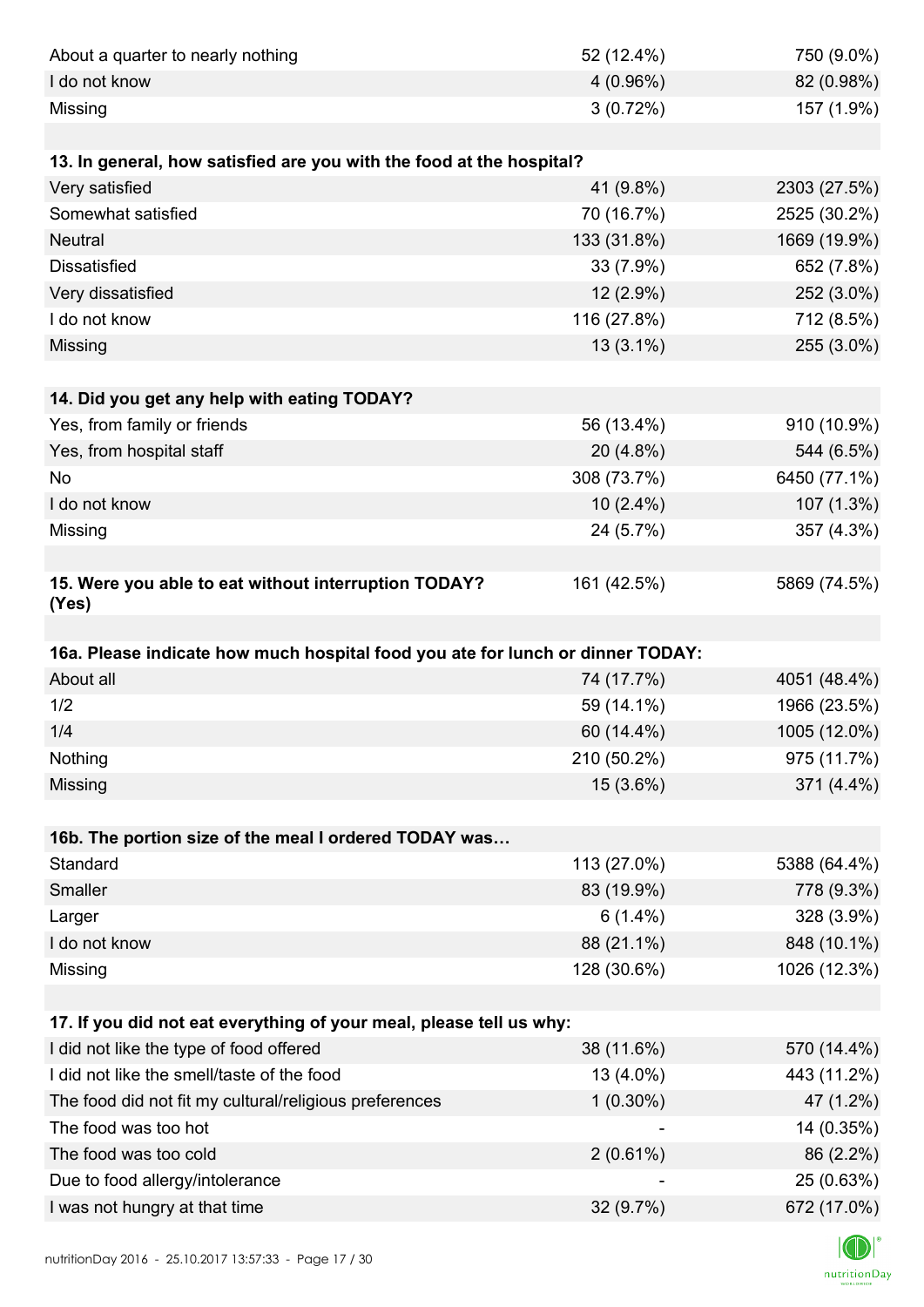| | | |
|---|---|---|
| About a quarter to nearly nothing | 52 (12.4%) | 750 (9.0%) |
| I do not know | 4 (0.96%) | 82 (0.98%) |
| Missing | 3 (0.72%) | 157 (1.9%) |

| **13. In general, how satisfied are you with the food at the hospital?** | | |
|---|---|---|
| Very satisfied | 41 (9.8%) | 2303 (27.5%) |
| Somewhat satisfied | 70 (16.7%) | 2525 (30.2%) |
| Neutral | 133 (31.8%) | 1669 (19.9%) |
| Dissatisfied | 33 (7.9%) | 652 (7.8%) |
| Very dissatisfied | 12 (2.9%) | 252 (3.0%) |
| I do not know | 116 (27.8%) | 712 (8.5%) |
| Missing | 13 (3.1%) | 255 (3.0%) |

| **14. Did you get any help with eating TODAY?** | | |
|---|---|---|
| Yes, from family or friends | 56 (13.4%) | 910 (10.9%) |
| Yes, from hospital staff | 20 (4.8%) | 544 (6.5%) |
| No | 308 (73.7%) | 6450 (77.1%) |
| I do not know | 10 (2.4%) | 107 (1.3%) |
| Missing | 24 (5.7%) | 357 (4.3%) |

| **15. Were you able to eat without interruption TODAY? (Yes)** | 161 (42.5%) | 5869 (74.5%) |
|---|---|---|

| **16a. Please indicate how much hospital food you ate for lunch or dinner TODAY:** | | |
|---|---|---|
| About all | 74 (17.7%) | 4051 (48.4%) |
| 1/2 | 59 (14.1%) | 1966 (23.5%) |
| 1/4 | 60 (14.4%) | 1005 (12.0%) |
| Nothing | 210 (50.2%) | 975 (11.7%) |
| Missing | 15 (3.6%) | 371 (4.4%) |

| **16b. The portion size of the meal I ordered TODAY was…** | | |
|---|---|---|
| Standard | 113 (27.0%) | 5388 (64.4%) |
| Smaller | 83 (19.9%) | 778 (9.3%) |
| Larger | 6 (1.4%) | 328 (3.9%) |
| I do not know | 88 (21.1%) | 848 (10.1%) |
| Missing | 128 (30.6%) | 1026 (12.3%) |

| **17. If you did not eat everything of your meal, please tell us why:** | | |
|---|---|---|
| I did not like the type of food offered | 38 (11.6%) | 570 (14.4%) |
| I did not like the smell/taste of the food | 13 (4.0%) | 443 (11.2%) |
| The food did not fit my cultural/religious preferences | 1 (0.30%) | 47 (1.2%) |
| The food was too hot | - | 14 (0.35%) |
| The food was too cold | 2 (0.61%) | 86 (2.2%) |
| Due to food allergy/intolerance | - | 25 (0.63%) |
| I was not hungry at that time | 32 (9.7%) | 672 (17.0%) |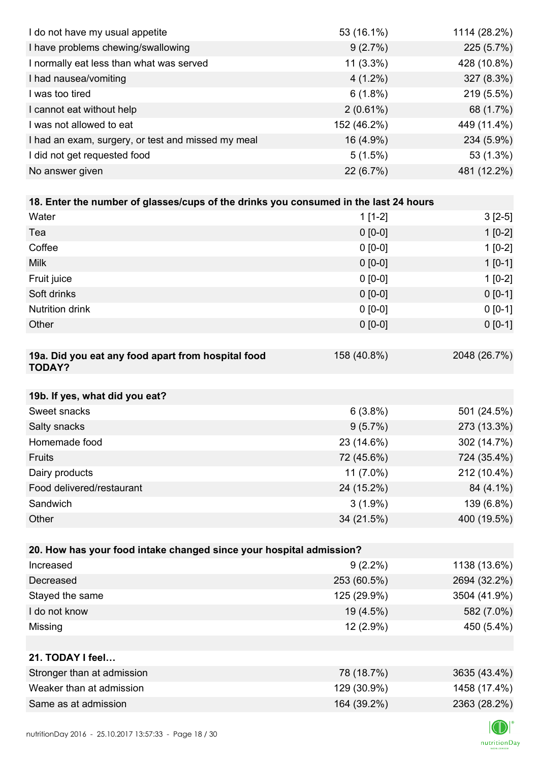| | | |
|---|---|---|
| I do not have my usual appetite | 53 (16.1%) | 1114 (28.2%) |
| I have problems chewing/swallowing | 9 (2.7%) | 225 (5.7%) |
| I normally eat less than what was served | 11 (3.3%) | 428 (10.8%) |
| I had nausea/vomiting | 4 (1.2%) | 327 (8.3%) |
| I was too tired | 6 (1.8%) | 219 (5.5%) |
| I cannot eat without help | 2 (0.61%) | 68 (1.7%) |
| I was not allowed to eat | 152 (46.2%) | 449 (11.4%) |
| I had an exam, surgery, or test and missed my meal | 16 (4.9%) | 234 (5.9%) |
| I did not get requested food | 5 (1.5%) | 53 (1.3%) |
| No answer given | 22 (6.7%) | 481 (12.2%) |

| **18. Enter the number of glasses/cups of the drinks you consumed in the last 24 hours** | | |
|---|---|---|
| Water | 1 [1-2] | 3 [2-5] |
| Tea | 0 [0-0] | 1 [0-2] |
| Coffee | 0 [0-0] | 1 [0-2] |
| Milk | 0 [0-0] | 1 [0-1] |
| Fruit juice | 0 [0-0] | 1 [0-2] |
| Soft drinks | 0 [0-0] | 0 [0-1] |
| Nutrition drink | 0 [0-0] | 0 [0-1] |
| Other | 0 [0-0] | 0 [0-1] |

| **19a. Did you eat any food apart from hospital food TODAY?** | 158 (40.8%) | 2048 (26.7%) |
|---|---|---|

| **19b. If yes, what did you eat?** | | |
|---|---|---|
| Sweet snacks | 6 (3.8%) | 501 (24.5%) |
| Salty snacks | 9 (5.7%) | 273 (13.3%) |
| Homemade food | 23 (14.6%) | 302 (14.7%) |
| Fruits | 72 (45.6%) | 724 (35.4%) |
| Dairy products | 11 (7.0%) | 212 (10.4%) |
| Food delivered/restaurant | 24 (15.2%) | 84 (4.1%) |
| Sandwich | 3 (1.9%) | 139 (6.8%) |
| Other | 34 (21.5%) | 400 (19.5%) |

| **20. How has your food intake changed since your hospital admission?** | | |
|---|---|---|
| Increased | 9 (2.2%) | 1138 (13.6%) |
| Decreased | 253 (60.5%) | 2694 (32.2%) |
| Stayed the same | 125 (29.9%) | 3504 (41.9%) |
| I do not know | 19 (4.5%) | 582 (7.0%) |
| Missing | 12 (2.9%) | 450 (5.4%) |

| **21. TODAY I feel…** | | |
|---|---|---|
| Stronger than at admission | 78 (18.7%) | 3635 (43.4%) |
| Weaker than at admission | 129 (30.9%) | 1458 (17.4%) |
| Same as at admission | 164 (39.2%) | 2363 (28.2%) |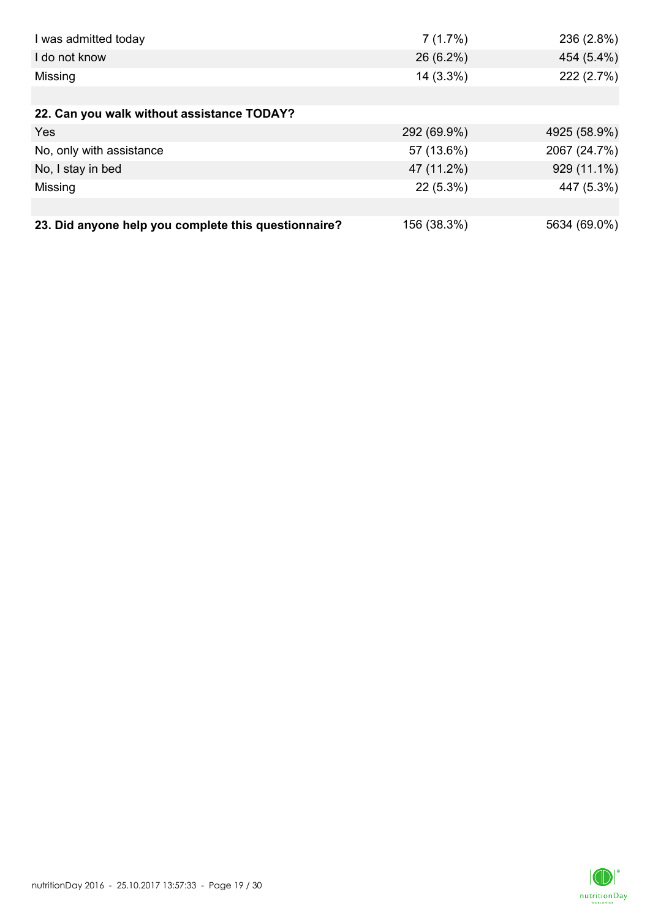| | | |
|---|---|---|
| I was admitted today | 7 (1.7%) | 236 (2.8%) |
| I do not know | 26 (6.2%) | 454 (5.4%) |
| Missing | 14 (3.3%) | 222 (2.7%) |
| | | |
| **22. Can you walk without assistance TODAY?** | | |
| Yes | 292 (69.9%) | 4925 (58.9%) |
| No, only with assistance | 57 (13.6%) | 2067 (24.7%) |
| No, I stay in bed | 47 (11.2%) | 929 (11.1%) |
| Missing | 22 (5.3%) | 447 (5.3%) |
| | | |
| **23. Did anyone help you complete this questionnaire?** | 156 (38.3%) | 5634 (69.0%) |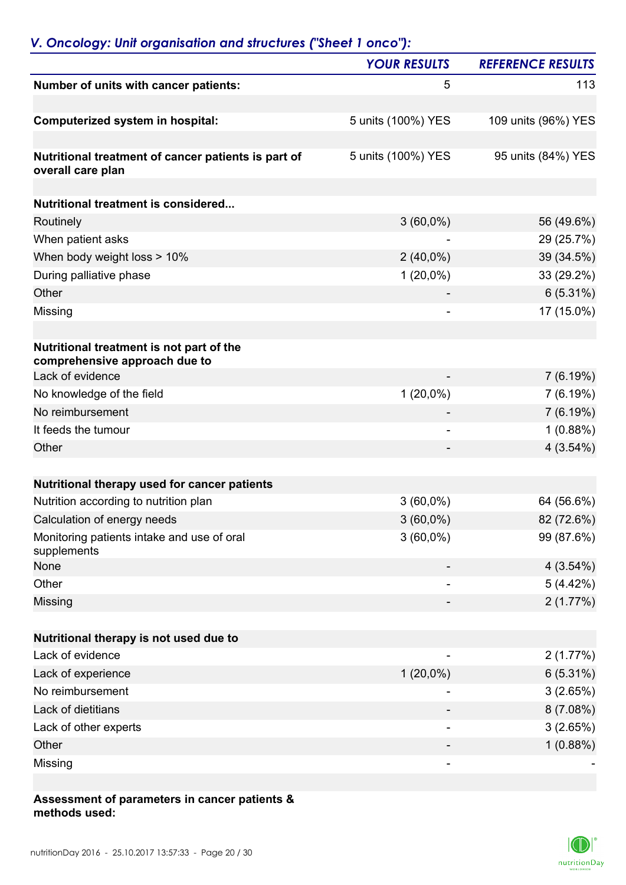## *V. Oncology: Unit organisation and structures ("Sheet 1 onco"):*

| | *YOUR RESULTS* | *REFERENCE RESULTS* |
|---|---|---|
| **Number of units with cancer patients:** | 5 | 113 |
| | | |
| **Computerized system in hospital:** | 5 units (100%) YES | 109 units (96%) YES |
| | | |
| **Nutritional treatment of cancer patients is part of overall care plan** | 5 units (100%) YES | 95 units (84%) YES |
| | | |
| **Nutritional treatment is considered...** | | |
| Routinely | 3 (60,0%) | 56 (49.6%) |
| When patient asks | - | 29 (25.7%) |
| When body weight loss > 10% | 2 (40,0%) | 39 (34.5%) |
| During palliative phase | 1 (20,0%) | 33 (29.2%) |
| Other | - | 6 (5.31%) |
| Missing | - | 17 (15.0%) |
| | | |
| **Nutritional treatment is not part of the comprehensive approach due to** | | |
| Lack of evidence | - | 7 (6.19%) |
| No knowledge of the field | 1 (20,0%) | 7 (6.19%) |
| No reimbursement | - | 7 (6.19%) |
| It feeds the tumour | - | 1 (0.88%) |
| Other | - | 4 (3.54%) |
| | | |
| **Nutritional therapy used for cancer patients** | | |
| Nutrition according to nutrition plan | 3 (60,0%) | 64 (56.6%) |
| Calculation of energy needs | 3 (60,0%) | 82 (72.6%) |
| Monitoring patients intake and use of oral supplements | 3 (60,0%) | 99 (87.6%) |
| None | - | 4 (3.54%) |
| Other | - | 5 (4.42%) |
| Missing | - | 2 (1.77%) |
| | | |
| **Nutritional therapy is not used due to** | | |
| Lack of evidence | - | 2 (1.77%) |
| Lack of experience | 1 (20,0%) | 6 (5.31%) |
| No reimbursement | - | 3 (2.65%) |
| Lack of dietitians | - | 8 (7.08%) |
| Lack of other experts | - | 3 (2.65%) |
| Other | - | 1 (0.88%) |
| Missing | - | - |
| | | |
| **Assessment of parameters in cancer patients & methods used:** | | |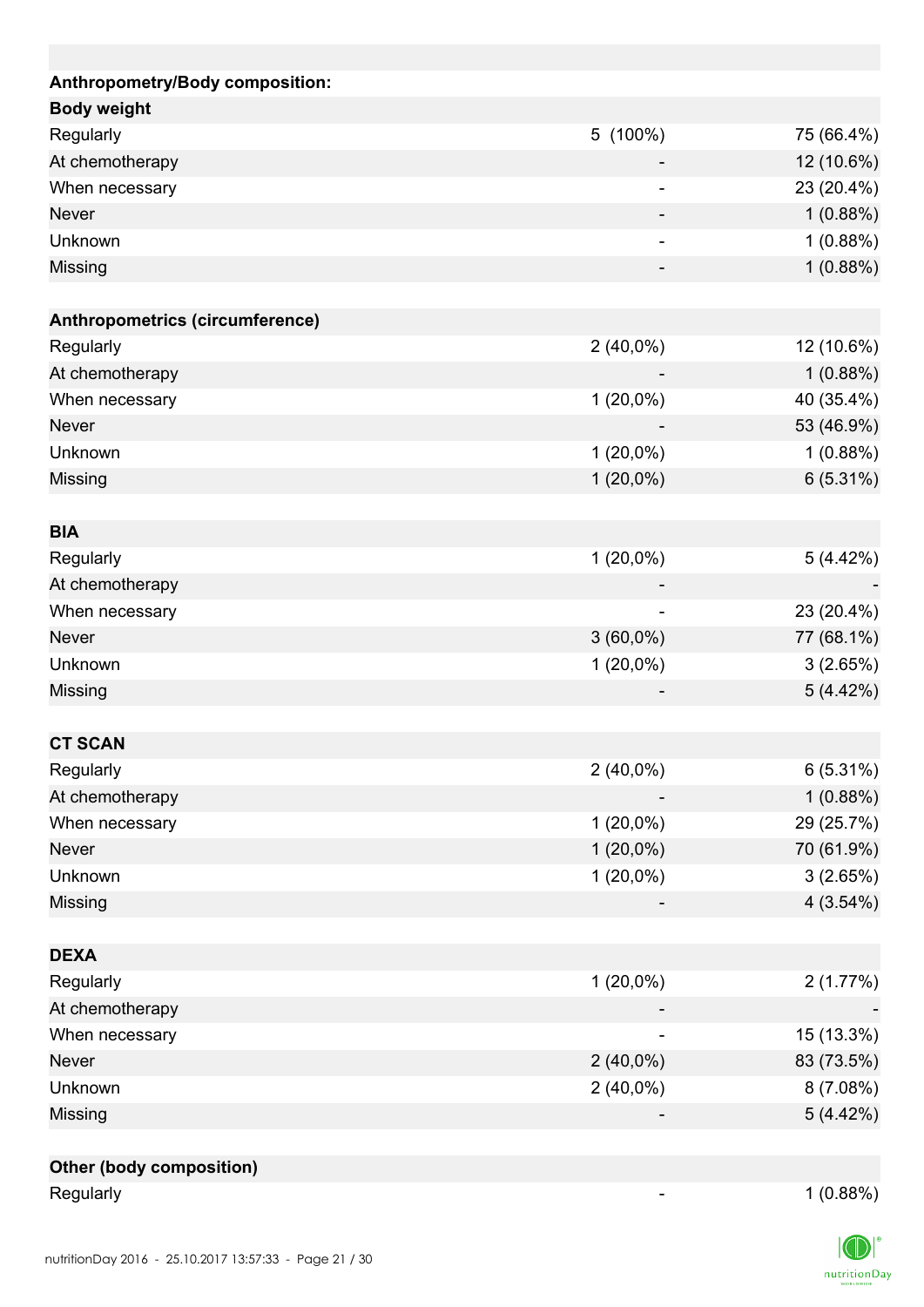| Anthropometry/Body composition: | | |
|---|---|---|
| **Body weight** | | |
| Regularly | 5 (100%) | 75 (66.4%) |
| At chemotherapy | - | 12 (10.6%) |
| When necessary | - | 23 (20.4%) |
| Never | - | 1 (0.88%) |
| Unknown | - | 1 (0.88%) |
| Missing | - | 1 (0.88%) |
| | | |
| **Anthropometrics (circumference)** | | |
| Regularly | 2 (40,0%) | 12 (10.6%) |
| At chemotherapy | - | 1 (0.88%) |
| When necessary | 1 (20,0%) | 40 (35.4%) |
| Never | - | 53 (46.9%) |
| Unknown | 1 (20,0%) | 1 (0.88%) |
| Missing | 1 (20,0%) | 6 (5.31%) |
| | | |
| **BIA** | | |
| Regularly | 1 (20,0%) | 5 (4.42%) |
| At chemotherapy | - | - |
| When necessary | - | 23 (20.4%) |
| Never | 3 (60,0%) | 77 (68.1%) |
| Unknown | 1 (20,0%) | 3 (2.65%) |
| Missing | - | 5 (4.42%) |
| | | |
| **CT SCAN** | | |
| Regularly | 2 (40,0%) | 6 (5.31%) |
| At chemotherapy | - | 1 (0.88%) |
| When necessary | 1 (20,0%) | 29 (25.7%) |
| Never | 1 (20,0%) | 70 (61.9%) |
| Unknown | 1 (20,0%) | 3 (2.65%) |
| Missing | - | 4 (3.54%) |
| | | |
| **DEXA** | | |
| Regularly | 1 (20,0%) | 2 (1.77%) |
| At chemotherapy | - | - |
| When necessary | - | 15 (13.3%) |
| Never | 2 (40,0%) | 83 (73.5%) |
| Unknown | 2 (40,0%) | 8 (7.08%) |
| Missing | - | 5 (4.42%) |
| | | |
| **Other (body composition)** | | |
| Regularly | - | 1 (0.88%) |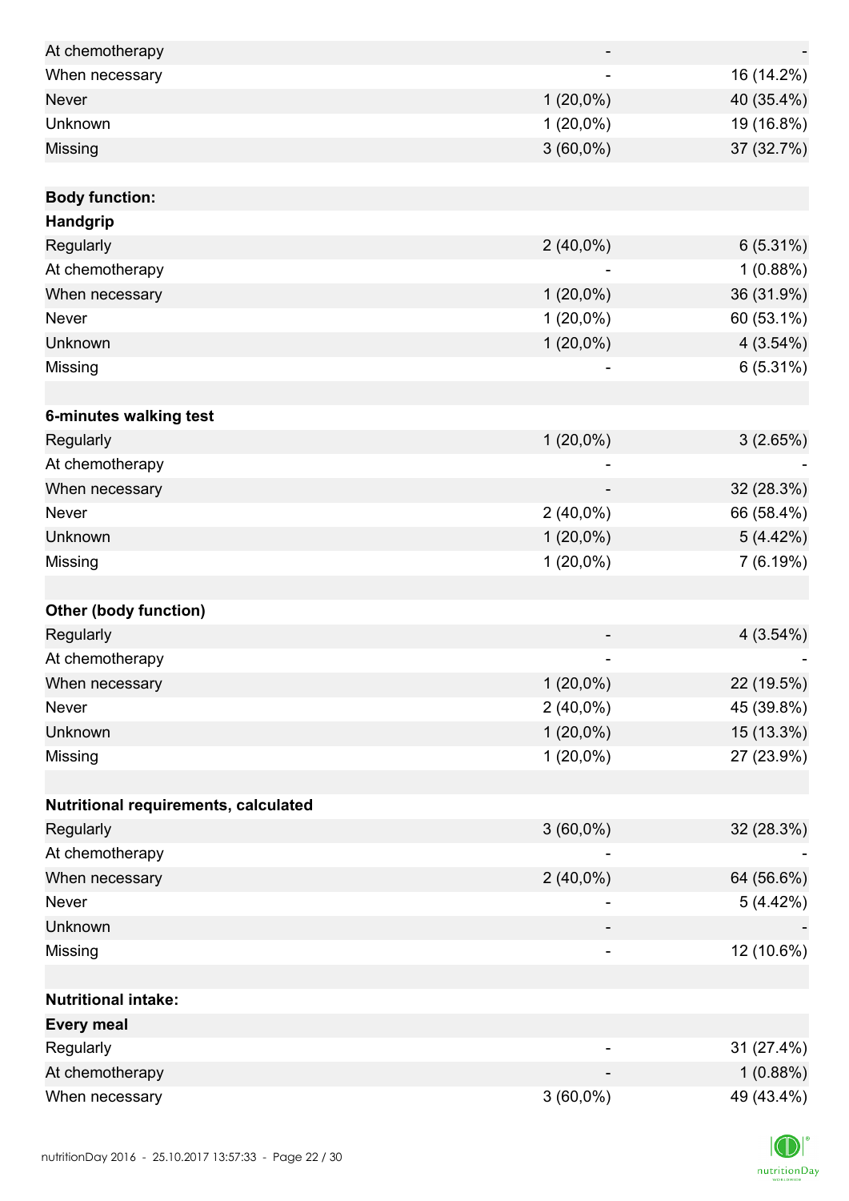| | | |
|---|---|---|
| At chemotherapy | - | - |
| When necessary | - | 16 (14.2%) |
| Never | 1 (20,0%) | 40 (35.4%) |
| Unknown | 1 (20,0%) | 19 (16.8%) |
| Missing | 3 (60,0%) | 37 (32.7%) |
| | | |
| **Body function:** | | |
| **Handgrip** | | |
| Regularly | 2 (40,0%) | 6 (5.31%) |
| At chemotherapy | - | 1 (0.88%) |
| When necessary | 1 (20,0%) | 36 (31.9%) |
| Never | 1 (20,0%) | 60 (53.1%) |
| Unknown | 1 (20,0%) | 4 (3.54%) |
| Missing | - | 6 (5.31%) |
| | | |
| **6-minutes walking test** | | |
| Regularly | 1 (20,0%) | 3 (2.65%) |
| At chemotherapy | - | - |
| When necessary | - | 32 (28.3%) |
| Never | 2 (40,0%) | 66 (58.4%) |
| Unknown | 1 (20,0%) | 5 (4.42%) |
| Missing | 1 (20,0%) | 7 (6.19%) |
| | | |
| **Other (body function)** | | |
| Regularly | - | 4 (3.54%) |
| At chemotherapy | - | - |
| When necessary | 1 (20,0%) | 22 (19.5%) |
| Never | 2 (40,0%) | 45 (39.8%) |
| Unknown | 1 (20,0%) | 15 (13.3%) |
| Missing | 1 (20,0%) | 27 (23.9%) |
| | | |
| **Nutritional requirements, calculated** | | |
| Regularly | 3 (60,0%) | 32 (28.3%) |
| At chemotherapy | - | - |
| When necessary | 2 (40,0%) | 64 (56.6%) |
| Never | - | 5 (4.42%) |
| Unknown | - | - |
| Missing | - | 12 (10.6%) |
| | | |
| **Nutritional intake:** | | |
| **Every meal** | | |
| Regularly | - | 31 (27.4%) |
| At chemotherapy | - | 1 (0.88%) |
| When necessary | 3 (60,0%) | 49 (43.4%) |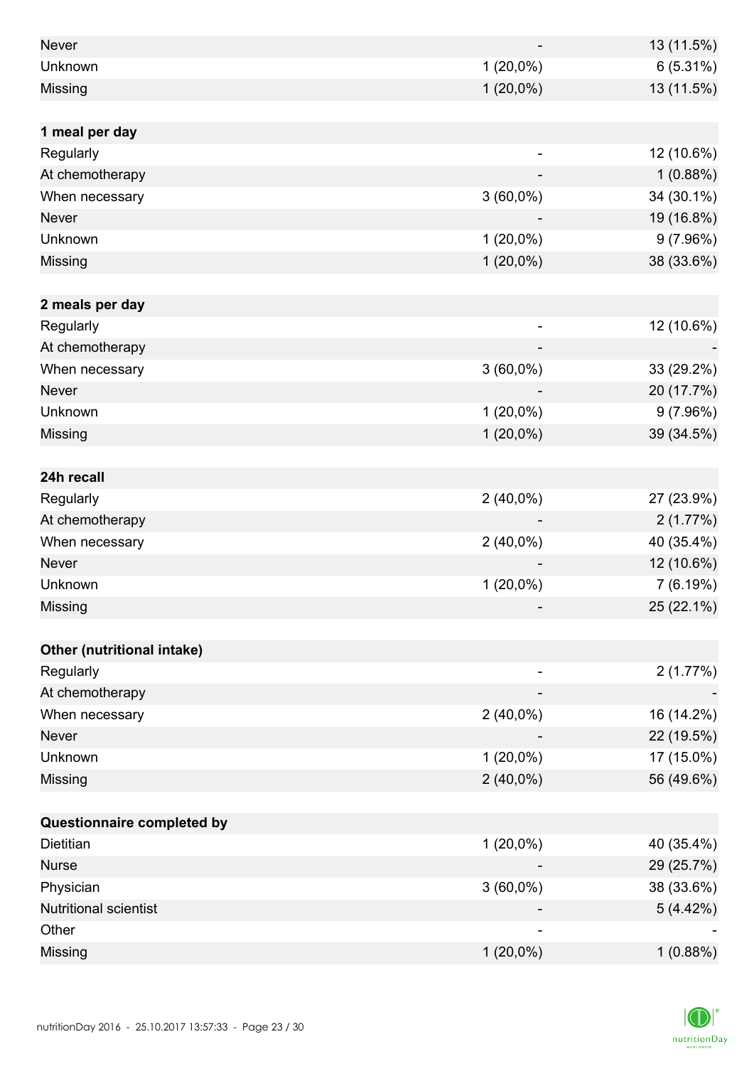| | | |
|---|---|---|
| Never | - | 13 (11.5%) |
| Unknown | 1 (20,0%) | 6 (5.31%) |
| Missing | 1 (20,0%) | 13 (11.5%) |
| | | |
| **1 meal per day** | | |
| Regularly | - | 12 (10.6%) |
| At chemotherapy | - | 1 (0.88%) |
| When necessary | 3 (60,0%) | 34 (30.1%) |
| Never | - | 19 (16.8%) |
| Unknown | 1 (20,0%) | 9 (7.96%) |
| Missing | 1 (20,0%) | 38 (33.6%) |
| | | |
| **2 meals per day** | | |
| Regularly | - | 12 (10.6%) |
| At chemotherapy | - | - |
| When necessary | 3 (60,0%) | 33 (29.2%) |
| Never | - | 20 (17.7%) |
| Unknown | 1 (20,0%) | 9 (7.96%) |
| Missing | 1 (20,0%) | 39 (34.5%) |
| | | |
| **24h recall** | | |
| Regularly | 2 (40,0%) | 27 (23.9%) |
| At chemotherapy | - | 2 (1.77%) |
| When necessary | 2 (40,0%) | 40 (35.4%) |
| Never | - | 12 (10.6%) |
| Unknown | 1 (20,0%) | 7 (6.19%) |
| Missing | - | 25 (22.1%) |
| | | |
| **Other (nutritional intake)** | | |
| Regularly | - | 2 (1.77%) |
| At chemotherapy | - | - |
| When necessary | 2 (40,0%) | 16 (14.2%) |
| Never | - | 22 (19.5%) |
| Unknown | 1 (20,0%) | 17 (15.0%) |
| Missing | 2 (40,0%) | 56 (49.6%) |
| | | |
| **Questionnaire completed by** | | |
| Dietitian | 1 (20,0%) | 40 (35.4%) |
| Nurse | - | 29 (25.7%) |
| Physician | 3 (60,0%) | 38 (33.6%) |
| Nutritional scientist | - | 5 (4.42%) |
| Other | - | - |
| Missing | 1 (20,0%) | 1 (0.88%) |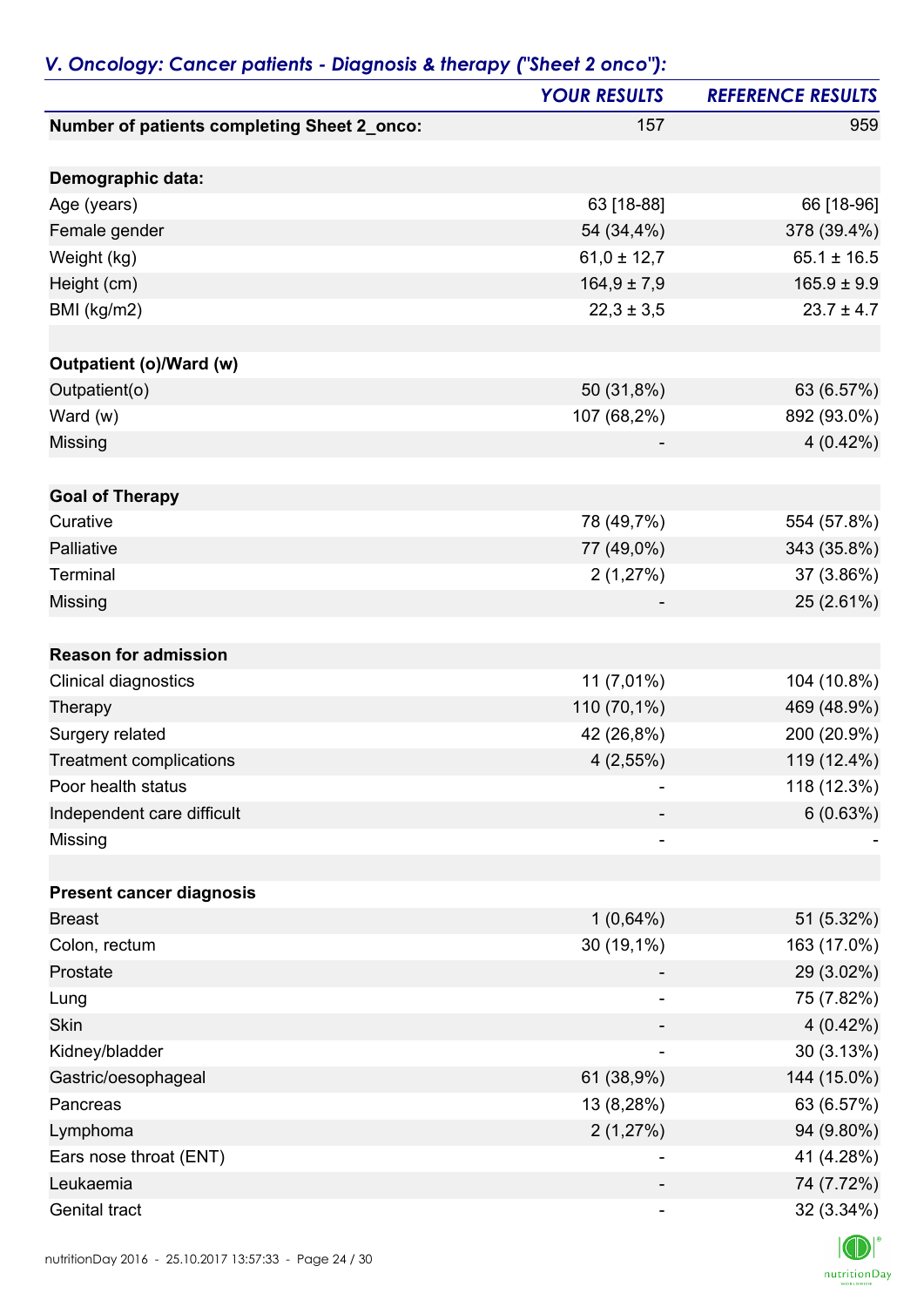## *V. Oncology: Cancer patients - Diagnosis & therapy ("Sheet 2 onco"):*

| | *YOUR RESULTS* | *REFERENCE RESULTS* |
|---|---|---|
| **Number of patients completing Sheet 2_onco:** | 157 | 959 |
| | | |
| **Demographic data:** | | |
| Age (years) | 63 [18-88] | 66 [18-96] |
| Female gender | 54 (34,4%) | 378 (39.4%) |
| Weight (kg) | 61,0 ± 12,7 | 65.1 ± 16.5 |
| Height (cm) | 164,9 ± 7,9 | 165.9 ± 9.9 |
| BMI (kg/m2) | 22,3 ± 3,5 | 23.7 ± 4.7 |
| | | |
| **Outpatient (o)/Ward (w)** | | |
| Outpatient(o) | 50 (31,8%) | 63 (6.57%) |
| Ward (w) | 107 (68,2%) | 892 (93.0%) |
| Missing | - | 4 (0.42%) |
| | | |
| **Goal of Therapy** | | |
| Curative | 78 (49,7%) | 554 (57.8%) |
| Palliative | 77 (49,0%) | 343 (35.8%) |
| Terminal | 2 (1,27%) | 37 (3.86%) |
| Missing | - | 25 (2.61%) |
| | | |
| **Reason for admission** | | |
| Clinical diagnostics | 11 (7,01%) | 104 (10.8%) |
| Therapy | 110 (70,1%) | 469 (48.9%) |
| Surgery related | 42 (26,8%) | 200 (20.9%) |
| Treatment complications | 4 (2,55%) | 119 (12.4%) |
| Poor health status | - | 118 (12.3%) |
| Independent care difficult | - | 6 (0.63%) |
| Missing | - | - |
| | | |
| **Present cancer diagnosis** | | |
| Breast | 1 (0,64%) | 51 (5.32%) |
| Colon, rectum | 30 (19,1%) | 163 (17.0%) |
| Prostate | - | 29 (3.02%) |
| Lung | - | 75 (7.82%) |
| Skin | - | 4 (0.42%) |
| Kidney/bladder | - | 30 (3.13%) |
| Gastric/oesophageal | 61 (38,9%) | 144 (15.0%) |
| Pancreas | 13 (8,28%) | 63 (6.57%) |
| Lymphoma | 2 (1,27%) | 94 (9.80%) |
| Ears nose throat (ENT) | - | 41 (4.28%) |
| Leukaemia | - | 74 (7.72%) |
| Genital tract | - | 32 (3.34%) |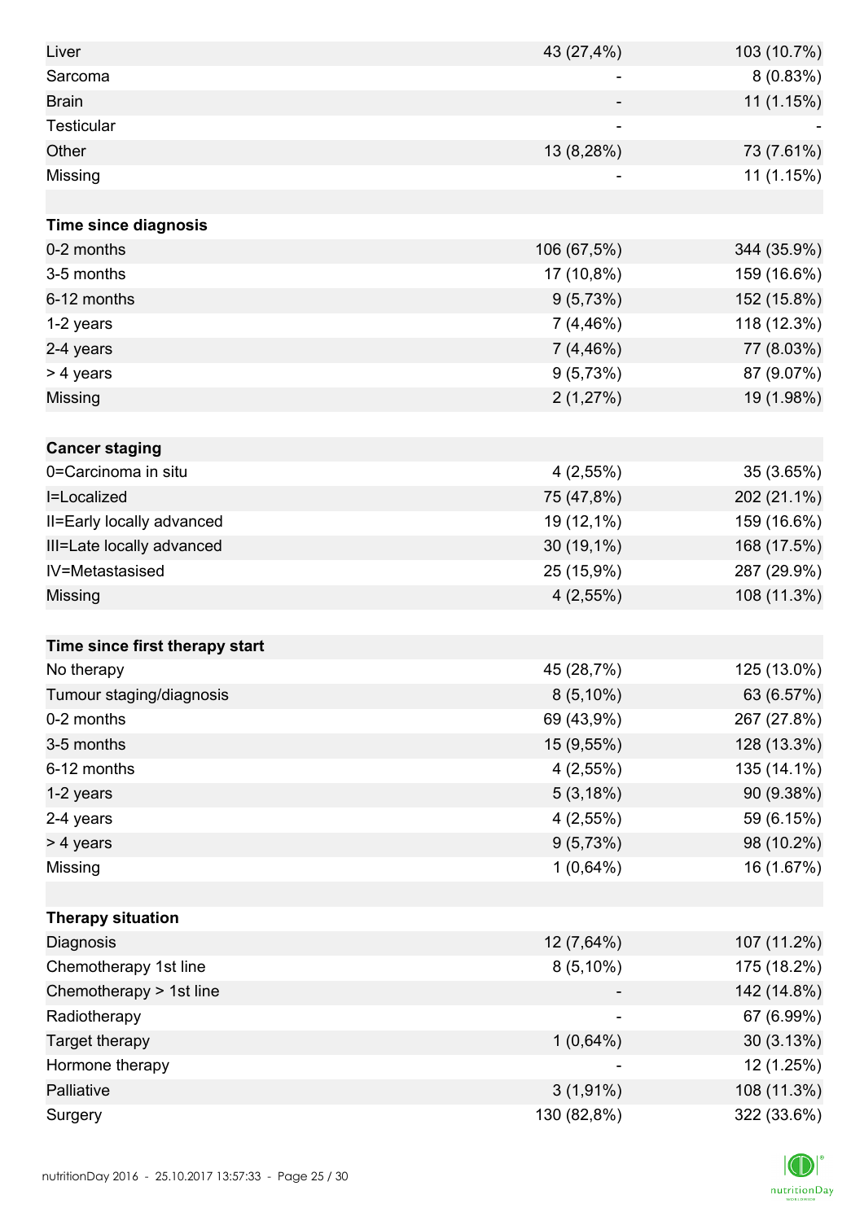| | | |
|---|---|---|
| Liver | 43 (27,4%) | 103 (10.7%) |
| Sarcoma | - | 8 (0.83%) |
| Brain | - | 11 (1.15%) |
| Testicular | - | - |
| Other | 13 (8,28%) | 73 (7.61%) |
| Missing | - | 11 (1.15%) |
| | | |
| **Time since diagnosis** | | |
| 0-2 months | 106 (67,5%) | 344 (35.9%) |
| 3-5 months | 17 (10,8%) | 159 (16.6%) |
| 6-12 months | 9 (5,73%) | 152 (15.8%) |
| 1-2 years | 7 (4,46%) | 118 (12.3%) |
| 2-4 years | 7 (4,46%) | 77 (8.03%) |
| > 4 years | 9 (5,73%) | 87 (9.07%) |
| Missing | 2 (1,27%) | 19 (1.98%) |
| | | |
| **Cancer staging** | | |
| 0=Carcinoma in situ | 4 (2,55%) | 35 (3.65%) |
| I=Localized | 75 (47,8%) | 202 (21.1%) |
| II=Early locally advanced | 19 (12,1%) | 159 (16.6%) |
| III=Late locally advanced | 30 (19,1%) | 168 (17.5%) |
| IV=Metastasised | 25 (15,9%) | 287 (29.9%) |
| Missing | 4 (2,55%) | 108 (11.3%) |
| | | |
| **Time since first therapy start** | | |
| No therapy | 45 (28,7%) | 125 (13.0%) |
| Tumour staging/diagnosis | 8 (5,10%) | 63 (6.57%) |
| 0-2 months | 69 (43,9%) | 267 (27.8%) |
| 3-5 months | 15 (9,55%) | 128 (13.3%) |
| 6-12 months | 4 (2,55%) | 135 (14.1%) |
| 1-2 years | 5 (3,18%) | 90 (9.38%) |
| 2-4 years | 4 (2,55%) | 59 (6.15%) |
| > 4 years | 9 (5,73%) | 98 (10.2%) |
| Missing | 1 (0,64%) | 16 (1.67%) |
| | | |
| **Therapy situation** | | |
| Diagnosis | 12 (7,64%) | 107 (11.2%) |
| Chemotherapy 1st line | 8 (5,10%) | 175 (18.2%) |
| Chemotherapy > 1st line | - | 142 (14.8%) |
| Radiotherapy | - | 67 (6.99%) |
| Target therapy | 1 (0,64%) | 30 (3.13%) |
| Hormone therapy | - | 12 (1.25%) |
| Palliative | 3 (1,91%) | 108 (11.3%) |
| Surgery | 130 (82,8%) | 322 (33.6%) |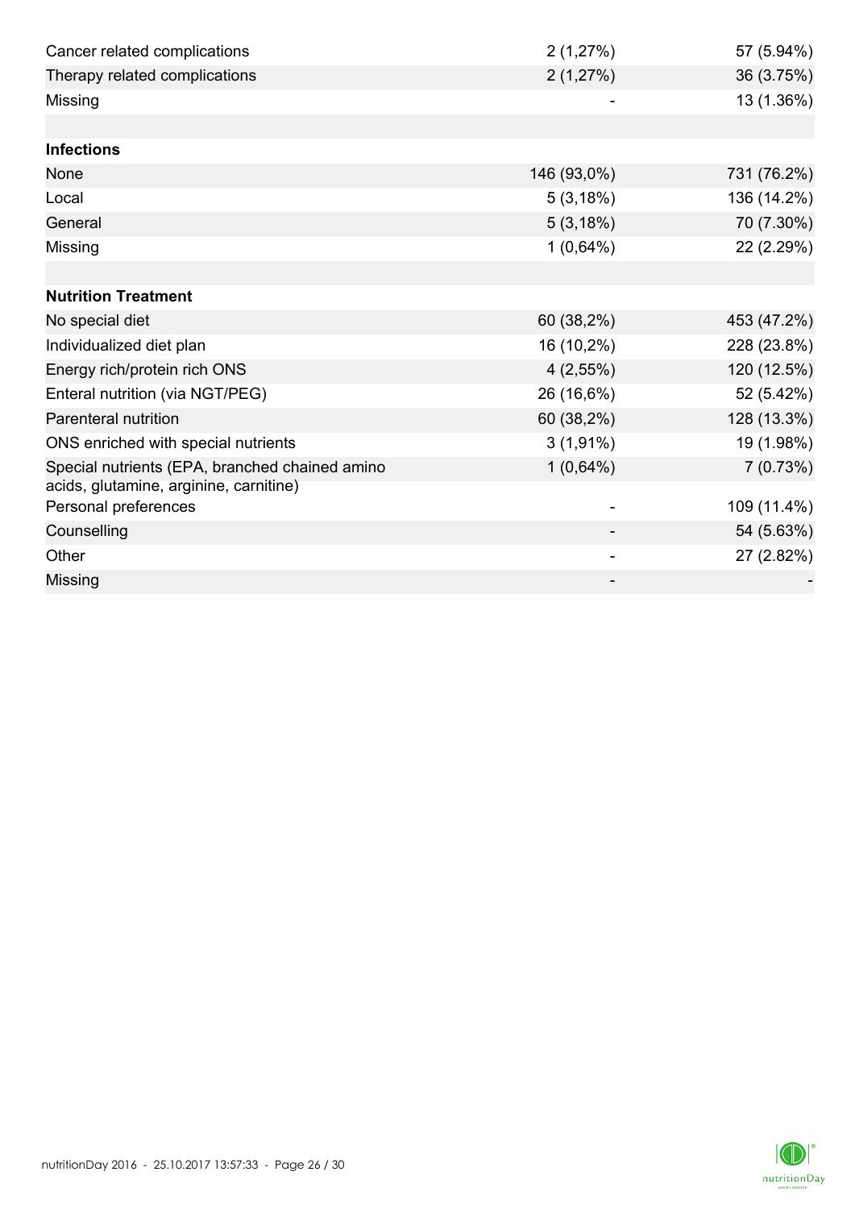| | | |
|---|---|---|
| Cancer related complications | 2 (1,27%) | 57 (5.94%) |
| Therapy related complications | 2 (1,27%) | 36 (3.75%) |
| Missing | - | 13 (1.36%) |
| | | |
| **Infections** | | |
| None | 146 (93,0%) | 731 (76.2%) |
| Local | 5 (3,18%) | 136 (14.2%) |
| General | 5 (3,18%) | 70 (7.30%) |
| Missing | 1 (0,64%) | 22 (2.29%) |
| | | |
| **Nutrition Treatment** | | |
| No special diet | 60 (38,2%) | 453 (47.2%) |
| Individualized diet plan | 16 (10,2%) | 228 (23.8%) |
| Energy rich/protein rich ONS | 4 (2,55%) | 120 (12.5%) |
| Enteral nutrition (via NGT/PEG) | 26 (16,6%) | 52 (5.42%) |
| Parenteral nutrition | 60 (38,2%) | 128 (13.3%) |
| ONS enriched with special nutrients | 3 (1,91%) | 19 (1.98%) |
| Special nutrients (EPA, branched chained amino acids, glutamine, arginine, carnitine) | 1 (0,64%) | 7 (0.73%) |
| Personal preferences | - | 109 (11.4%) |
| Counselling | - | 54 (5.63%) |
| Other | - | 27 (2.82%) |
| Missing | - | - |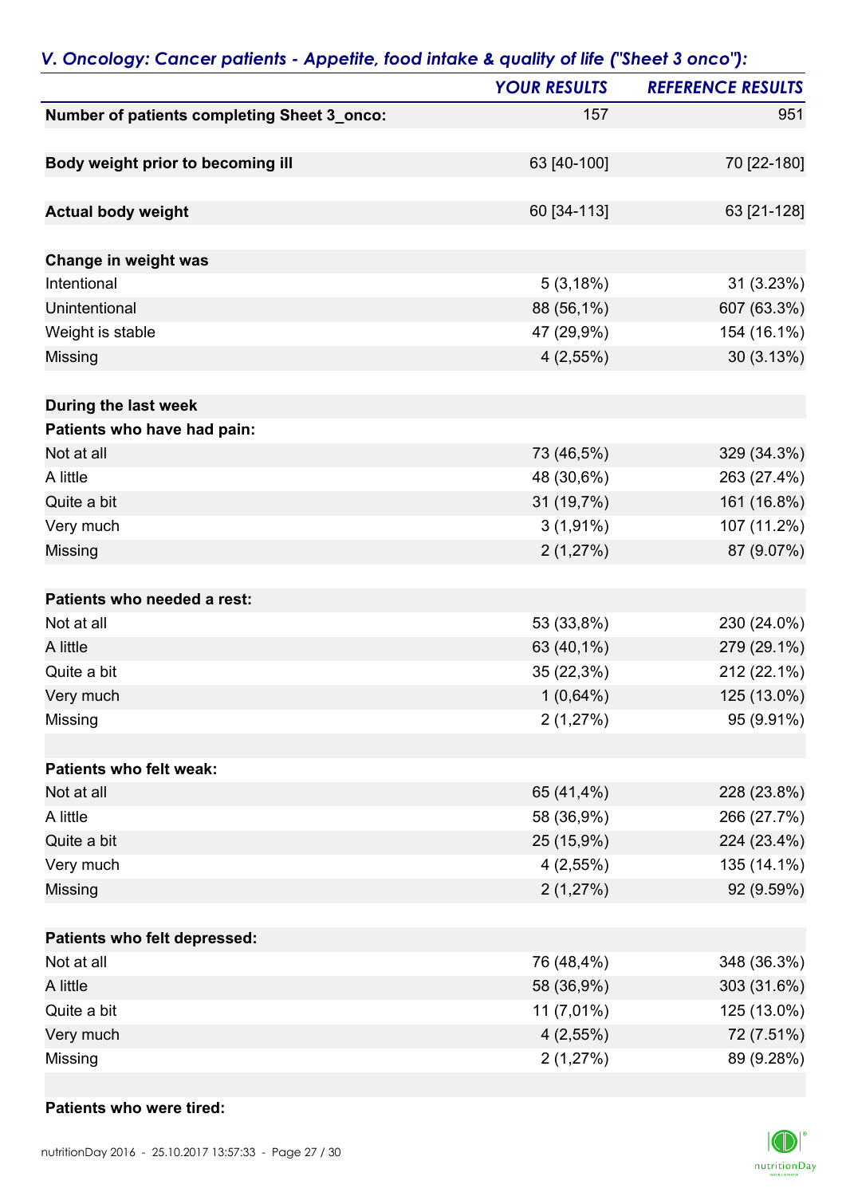### *V. Oncology: Cancer patients - Appetite, food intake & quality of life ("Sheet 3 onco"):*

| | YOUR RESULTS | REFERENCE RESULTS |
|---|---|---|
| **Number of patients completing Sheet 3_onco:** | 157 | 951 |
| | | |
| **Body weight prior to becoming ill** | 63 [40-100] | 70 [22-180] |
| | | |
| **Actual body weight** | 60 [34-113] | 63 [21-128] |
| | | |
| **Change in weight was** | | |
| Intentional | 5 (3,18%) | 31 (3.23%) |
| Unintentional | 88 (56,1%) | 607 (63.3%) |
| Weight is stable | 47 (29,9%) | 154 (16.1%) |
| Missing | 4 (2,55%) | 30 (3.13%) |
| | | |
| **During the last week** | | |
| **Patients who have had pain:** | | |
| Not at all | 73 (46,5%) | 329 (34.3%) |
| A little | 48 (30,6%) | 263 (27.4%) |
| Quite a bit | 31 (19,7%) | 161 (16.8%) |
| Very much | 3 (1,91%) | 107 (11.2%) |
| Missing | 2 (1,27%) | 87 (9.07%) |
| | | |
| **Patients who needed a rest:** | | |
| Not at all | 53 (33,8%) | 230 (24.0%) |
| A little | 63 (40,1%) | 279 (29.1%) |
| Quite a bit | 35 (22,3%) | 212 (22.1%) |
| Very much | 1 (0,64%) | 125 (13.0%) |
| Missing | 2 (1,27%) | 95 (9.91%) |
| | | |
| **Patients who felt weak:** | | |
| Not at all | 65 (41,4%) | 228 (23.8%) |
| A little | 58 (36,9%) | 266 (27.7%) |
| Quite a bit | 25 (15,9%) | 224 (23.4%) |
| Very much | 4 (2,55%) | 135 (14.1%) |
| Missing | 2 (1,27%) | 92 (9.59%) |
| | | |
| **Patients who felt depressed:** | | |
| Not at all | 76 (48,4%) | 348 (36.3%) |
| A little | 58 (36,9%) | 303 (31.6%) |
| Quite a bit | 11 (7,01%) | 125 (13.0%) |
| Very much | 4 (2,55%) | 72 (7.51%) |
| Missing | 2 (1,27%) | 89 (9.28%) |
| | | |
| **Patients who were tired:** | | |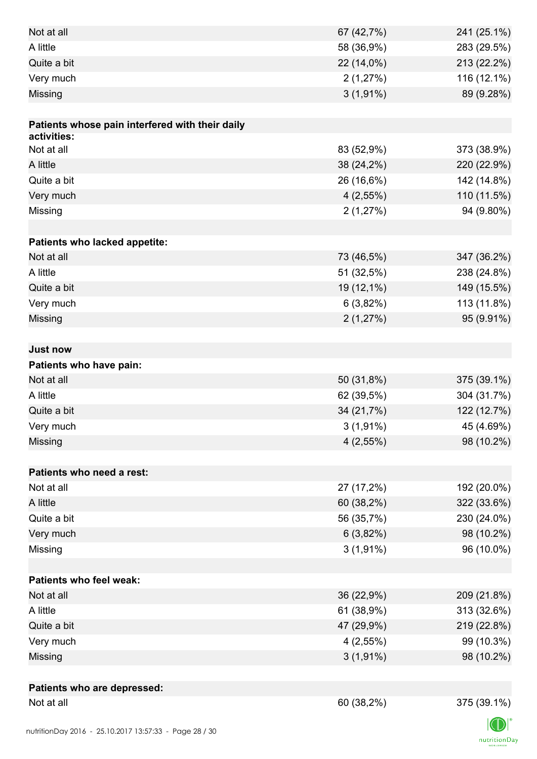| | | |
|---|---|---|
| Not at all | 67 (42,7%) | 241 (25.1%) |
| A little | 58 (36,9%) | 283 (29.5%) |
| Quite a bit | 22 (14,0%) | 213 (22.2%) |
| Very much | 2 (1,27%) | 116 (12.1%) |
| Missing | 3 (1,91%) | 89 (9.28%) |
| | | |
| **Patients whose pain interfered with their daily activities:** | | |
| Not at all | 83 (52,9%) | 373 (38.9%) |
| A little | 38 (24,2%) | 220 (22.9%) |
| Quite a bit | 26 (16,6%) | 142 (14.8%) |
| Very much | 4 (2,55%) | 110 (11.5%) |
| Missing | 2 (1,27%) | 94 (9.80%) |
| | | |
| **Patients who lacked appetite:** | | |
| Not at all | 73 (46,5%) | 347 (36.2%) |
| A little | 51 (32,5%) | 238 (24.8%) |
| Quite a bit | 19 (12,1%) | 149 (15.5%) |
| Very much | 6 (3,82%) | 113 (11.8%) |
| Missing | 2 (1,27%) | 95 (9.91%) |
| | | |
| **Just now** | | |
| **Patients who have pain:** | | |
| Not at all | 50 (31,8%) | 375 (39.1%) |
| A little | 62 (39,5%) | 304 (31.7%) |
| Quite a bit | 34 (21,7%) | 122 (12.7%) |
| Very much | 3 (1,91%) | 45 (4.69%) |
| Missing | 4 (2,55%) | 98 (10.2%) |
| | | |
| **Patients who need a rest:** | | |
| Not at all | 27 (17,2%) | 192 (20.0%) |
| A little | 60 (38,2%) | 322 (33.6%) |
| Quite a bit | 56 (35,7%) | 230 (24.0%) |
| Very much | 6 (3,82%) | 98 (10.2%) |
| Missing | 3 (1,91%) | 96 (10.0%) |
| | | |
| **Patients who feel weak:** | | |
| Not at all | 36 (22,9%) | 209 (21.8%) |
| A little | 61 (38,9%) | 313 (32.6%) |
| Quite a bit | 47 (29,9%) | 219 (22.8%) |
| Very much | 4 (2,55%) | 99 (10.3%) |
| Missing | 3 (1,91%) | 98 (10.2%) |
| | | |
| **Patients who are depressed:** | | |
| Not at all | 60 (38,2%) | 375 (39.1%) |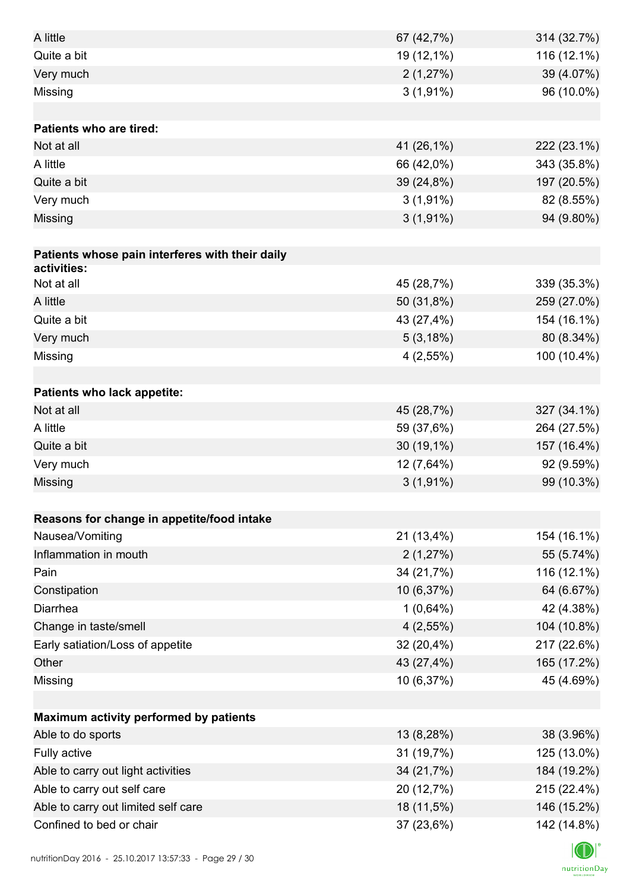| | | |
|---|---|---|
| A little | 67 (42,7%) | 314 (32.7%) |
| Quite a bit | 19 (12,1%) | 116 (12.1%) |
| Very much | 2 (1,27%) | 39 (4.07%) |
| Missing | 3 (1,91%) | 96 (10.0%) |
| | | |
| **Patients who are tired:** | | |
| Not at all | 41 (26,1%) | 222 (23.1%) |
| A little | 66 (42,0%) | 343 (35.8%) |
| Quite a bit | 39 (24,8%) | 197 (20.5%) |
| Very much | 3 (1,91%) | 82 (8.55%) |
| Missing | 3 (1,91%) | 94 (9.80%) |
| | | |
| **Patients whose pain interferes with their daily activities:** | | |
| Not at all | 45 (28,7%) | 339 (35.3%) |
| A little | 50 (31,8%) | 259 (27.0%) |
| Quite a bit | 43 (27,4%) | 154 (16.1%) |
| Very much | 5 (3,18%) | 80 (8.34%) |
| Missing | 4 (2,55%) | 100 (10.4%) |
| | | |
| **Patients who lack appetite:** | | |
| Not at all | 45 (28,7%) | 327 (34.1%) |
| A little | 59 (37,6%) | 264 (27.5%) |
| Quite a bit | 30 (19,1%) | 157 (16.4%) |
| Very much | 12 (7,64%) | 92 (9.59%) |
| Missing | 3 (1,91%) | 99 (10.3%) |
| | | |
| **Reasons for change in appetite/food intake** | | |
| Nausea/Vomiting | 21 (13,4%) | 154 (16.1%) |
| Inflammation in mouth | 2 (1,27%) | 55 (5.74%) |
| Pain | 34 (21,7%) | 116 (12.1%) |
| Constipation | 10 (6,37%) | 64 (6.67%) |
| Diarrhea | 1 (0,64%) | 42 (4.38%) |
| Change in taste/smell | 4 (2,55%) | 104 (10.8%) |
| Early satiation/Loss of appetite | 32 (20,4%) | 217 (22.6%) |
| Other | 43 (27,4%) | 165 (17.2%) |
| Missing | 10 (6,37%) | 45 (4.69%) |
| | | |
| **Maximum activity performed by patients** | | |
| Able to do sports | 13 (8,28%) | 38 (3.96%) |
| Fully active | 31 (19,7%) | 125 (13.0%) |
| Able to carry out light activities | 34 (21,7%) | 184 (19.2%) |
| Able to carry out self care | 20 (12,7%) | 215 (22.4%) |
| Able to carry out limited self care | 18 (11,5%) | 146 (15.2%) |
| Confined to bed or chair | 37 (23,6%) | 142 (14.8%) |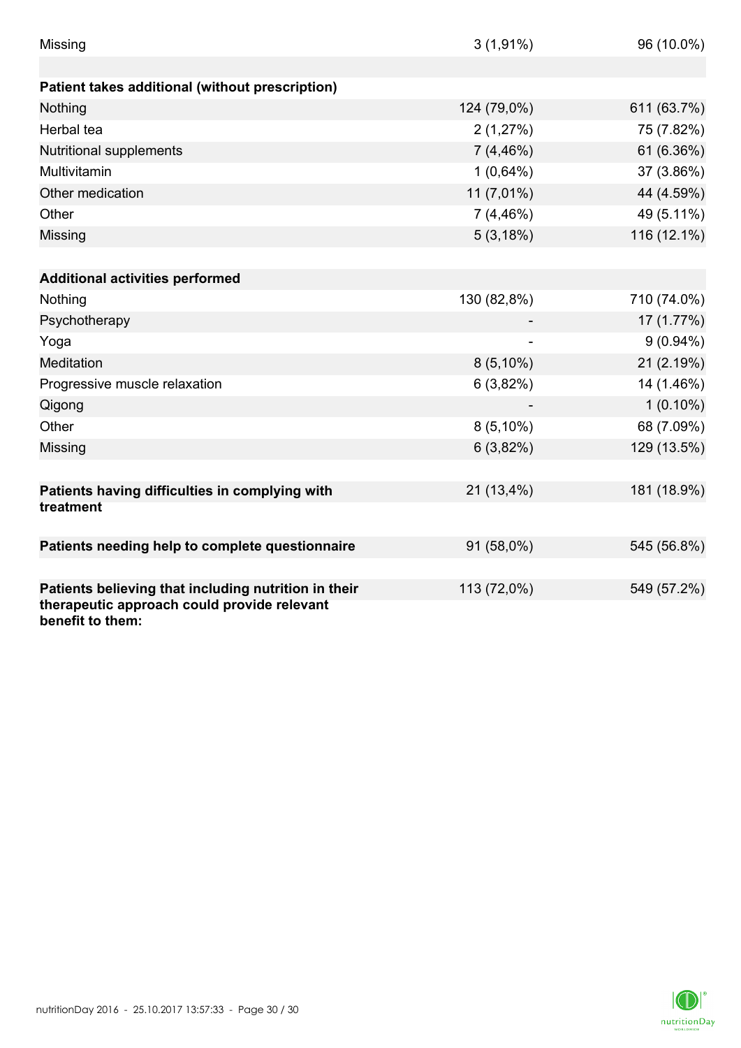| | | |
|---|---|---|
| Missing | 3 (1,91%) | 96 (10.0%) |
| | | |
| **Patient takes additional (without prescription)** | | |
| Nothing | 124 (79,0%) | 611 (63.7%) |
| Herbal tea | 2 (1,27%) | 75 (7.82%) |
| Nutritional supplements | 7 (4,46%) | 61 (6.36%) |
| Multivitamin | 1 (0,64%) | 37 (3.86%) |
| Other medication | 11 (7,01%) | 44 (4.59%) |
| Other | 7 (4,46%) | 49 (5.11%) |
| Missing | 5 (3,18%) | 116 (12.1%) |
| | | |
| **Additional activities performed** | | |
| Nothing | 130 (82,8%) | 710 (74.0%) |
| Psychotherapy | - | 17 (1.77%) |
| Yoga | - | 9 (0.94%) |
| Meditation | 8 (5,10%) | 21 (2.19%) |
| Progressive muscle relaxation | 6 (3,82%) | 14 (1.46%) |
| Qigong | - | 1 (0.10%) |
| Other | 8 (5,10%) | 68 (7.09%) |
| Missing | 6 (3,82%) | 129 (13.5%) |
| | | |
| **Patients having difficulties in complying with treatment** | 21 (13,4%) | 181 (18.9%) |
| | | |
| **Patients needing help to complete questionnaire** | 91 (58,0%) | 545 (56.8%) |
| | | |
| **Patients believing that including nutrition in their therapeutic approach could provide relevant benefit to them:** | 113 (72,0%) | 549 (57.2%) |